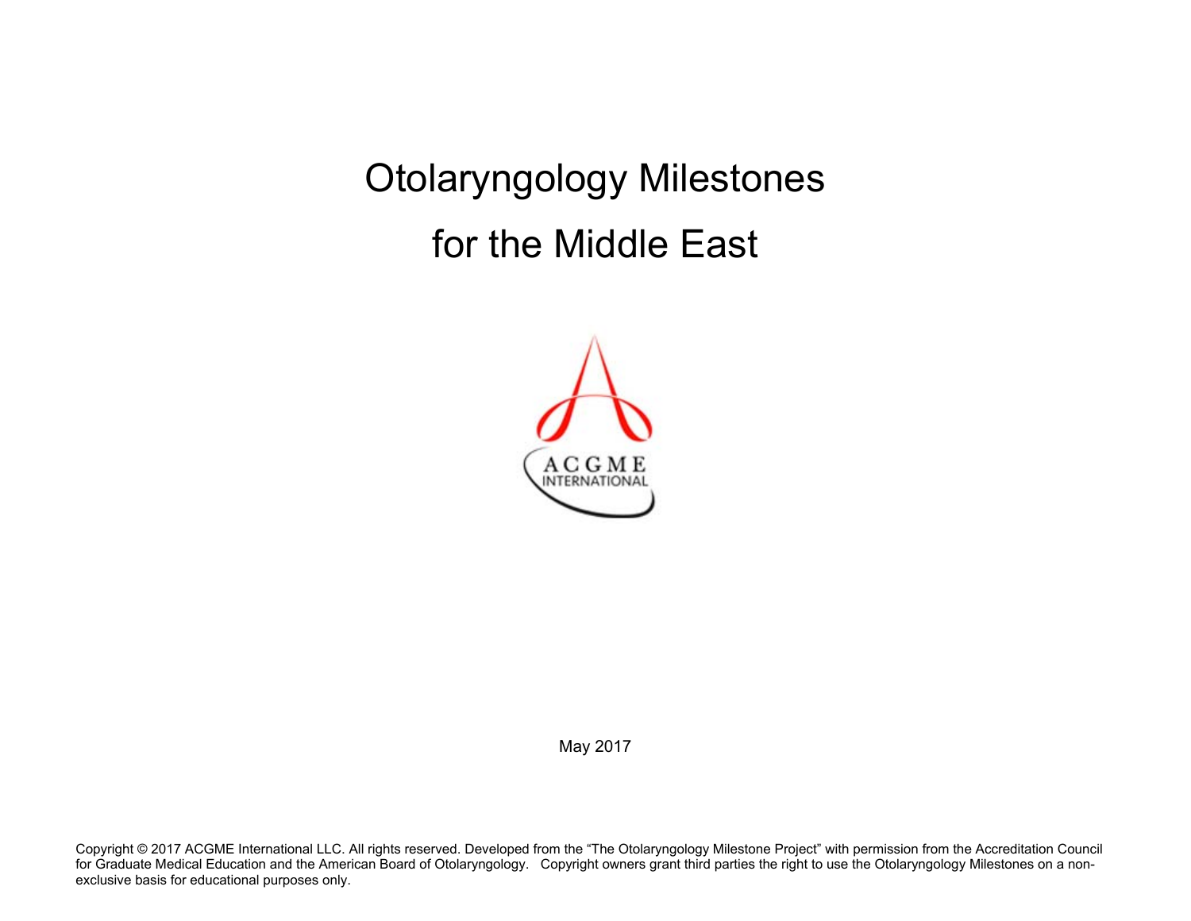# Otolaryngology Milestones

# for the Middle East

ACGME INTERNATIONAL

May 2017

Copyright © 2017 ACGME International LLC. All rights reserved. Developed from the "The Otolaryngology Milestone Project" with permission from the Accreditation Council for Graduate Medical Education and the American Board of Otolaryngology. Copyright owners grant third parties the right to use the Otolaryngology Milestones on a non-exclusive basis for educational purposes only.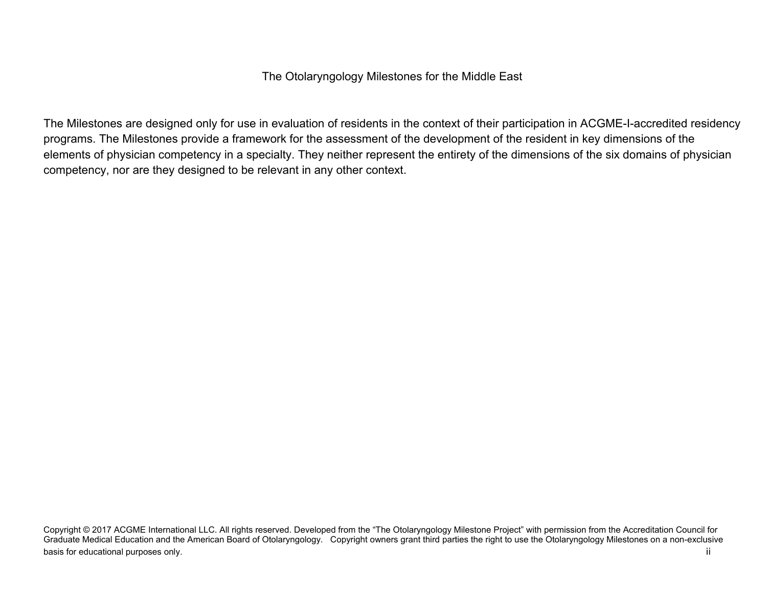The Otolaryngology Milestones for the Middle East

The Milestones are designed only for use in evaluation of residents in the context of their participation in ACGME-I-accredited residency programs. The Milestones provide a framework for the assessment of the development of the resident in key dimensions of the elements of physician competency in a specialty. They neither represent the entirety of the dimensions of the six domains of physician competency, nor are they designed to be relevant in any other context.

Copyright © 2017 ACGME International LLC. All rights reserved. Developed from the "The Otolaryngology Milestone Project" with permission from the Accreditation Council for Graduate Medical Education and the American Board of Otolaryngology. Copyright owners grant third parties the right to use the Otolaryngology Milestones on a non-exclusive basis for educational purposes only.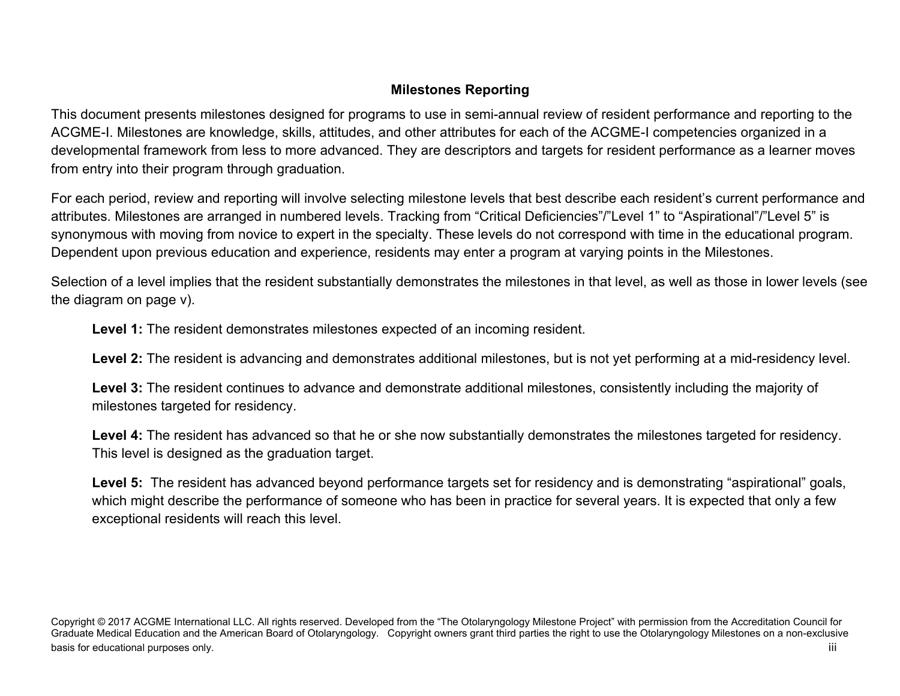## Milestones Reporting

This document presents milestones designed for programs to use in semi-annual review of resident performance and reporting to the ACGME-I. Milestones are knowledge, skills, attitudes, and other attributes for each of the ACGME-I competencies organized in a developmental framework from less to more advanced. They are descriptors and targets for resident performance as a learner moves from entry into their program through graduation.

For each period, review and reporting will involve selecting milestone levels that best describe each resident's current performance and attributes. Milestones are arranged in numbered levels. Tracking from "Critical Deficiencies"/"Level 1" to "Aspirational"/"Level 5" is synonymous with moving from novice to expert in the specialty. These levels do not correspond with time in the educational program. Dependent upon previous education and experience, residents may enter a program at varying points in the Milestones.

Selection of a level implies that the resident substantially demonstrates the milestones in that level, as well as those in lower levels (see the diagram on page v).

**Level 1:** The resident demonstrates milestones expected of an incoming resident.

**Level 2:** The resident is advancing and demonstrates additional milestones, but is not yet performing at a mid-residency level.

**Level 3:** The resident continues to advance and demonstrate additional milestones, consistently including the majority of milestones targeted for residency.

**Level 4:** The resident has advanced so that he or she now substantially demonstrates the milestones targeted for residency. This level is designed as the graduation target.

**Level 5:** The resident has advanced beyond performance targets set for residency and is demonstrating "aspirational" goals, which might describe the performance of someone who has been in practice for several years. It is expected that only a few exceptional residents will reach this level.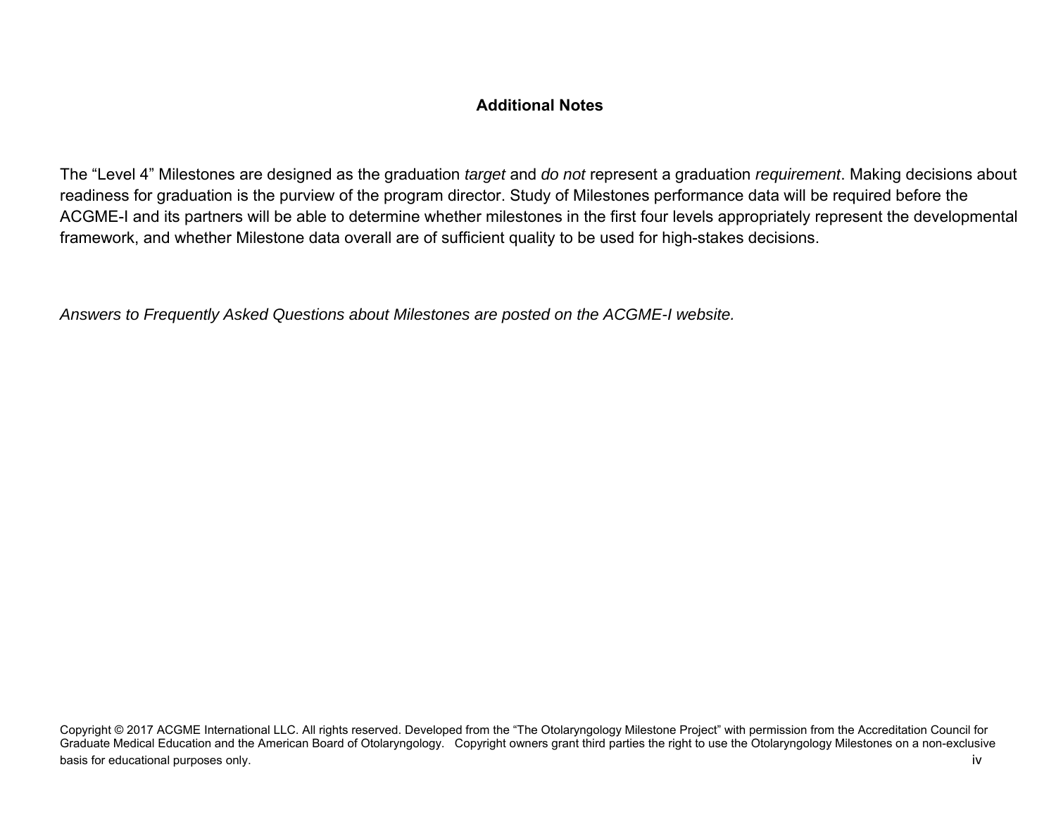## Additional Notes

The “Level 4” Milestones are designed as the graduation *target* and *do not* represent a graduation *requirement*. Making decisions about readiness for graduation is the purview of the program director. Study of Milestones performance data will be required before the ACGME-I and its partners will be able to determine whether milestones in the first four levels appropriately represent the developmental framework, and whether Milestone data overall are of sufficient quality to be used for high-stakes decisions.

*Answers to Frequently Asked Questions about Milestones are posted on the ACGME-I website.*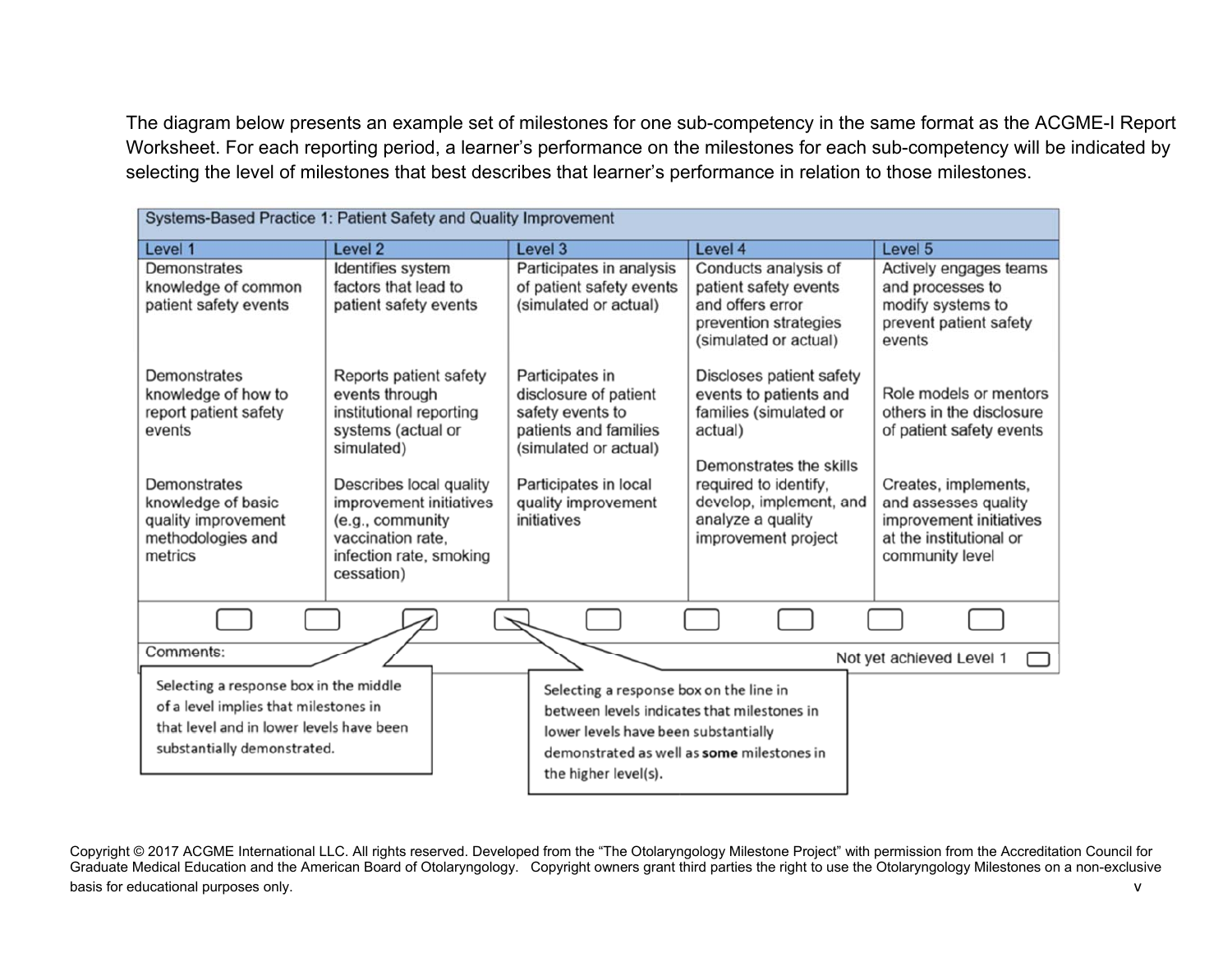The diagram below presents an example set of milestones for one sub-competency in the same format as the ACGME-I Report Worksheet. For each reporting period, a learner's performance on the milestones for each sub-competency will be indicated by selecting the level of milestones that best describes that learner's performance in relation to those milestones.

| Systems-Based Practice 1: Patient Safety and Quality Improvement | | | | |
|---|---|---|---|---|
| **Level 1** | **Level 2** | **Level 3** | **Level 4** | **Level 5** |
| Demonstrates knowledge of common patient safety events | Identifies system factors that lead to patient safety events | Participates in analysis of patient safety events (simulated or actual) | Conducts analysis of patient safety events and offers error prevention strategies (simulated or actual) | Actively engages teams and processes to modify systems to prevent patient safety events |
| Demonstrates knowledge of how to report patient safety events | Reports patient safety events through institutional reporting systems (actual or simulated) | Participates in disclosure of patient safety events to patients and families (simulated or actual) | Discloses patient safety events to patients and families (simulated or actual) | Role models or mentors others in the disclosure of patient safety events |
| Demonstrates knowledge of basic quality improvement methodologies and metrics | Describes local quality improvement initiatives (e.g., community vaccination rate, infection rate, smoking cessation) | Participates in local quality improvement initiatives | Demonstrates the skills required to identify, develop, implement, and analyze a quality improvement project | Creates, implements, and assesses quality improvement initiatives at the institutional or community level |

Comments: Not yet achieved Level 1

Selecting a response box in the middle of a level implies that milestones in that level and in lower levels have been substantially demonstrated.

Selecting a response box on the line in between levels indicates that milestones in lower levels have been substantially demonstrated as well as **some** milestones in the higher level(s).

Copyright © 2017 ACGME International LLC. All rights reserved. Developed from the "The Otolaryngology Milestone Project" with permission from the Accreditation Council for Graduate Medical Education and the American Board of Otolaryngology. Copyright owners grant third parties the right to use the Otolaryngology Milestones on a non-exclusive basis for educational purposes only.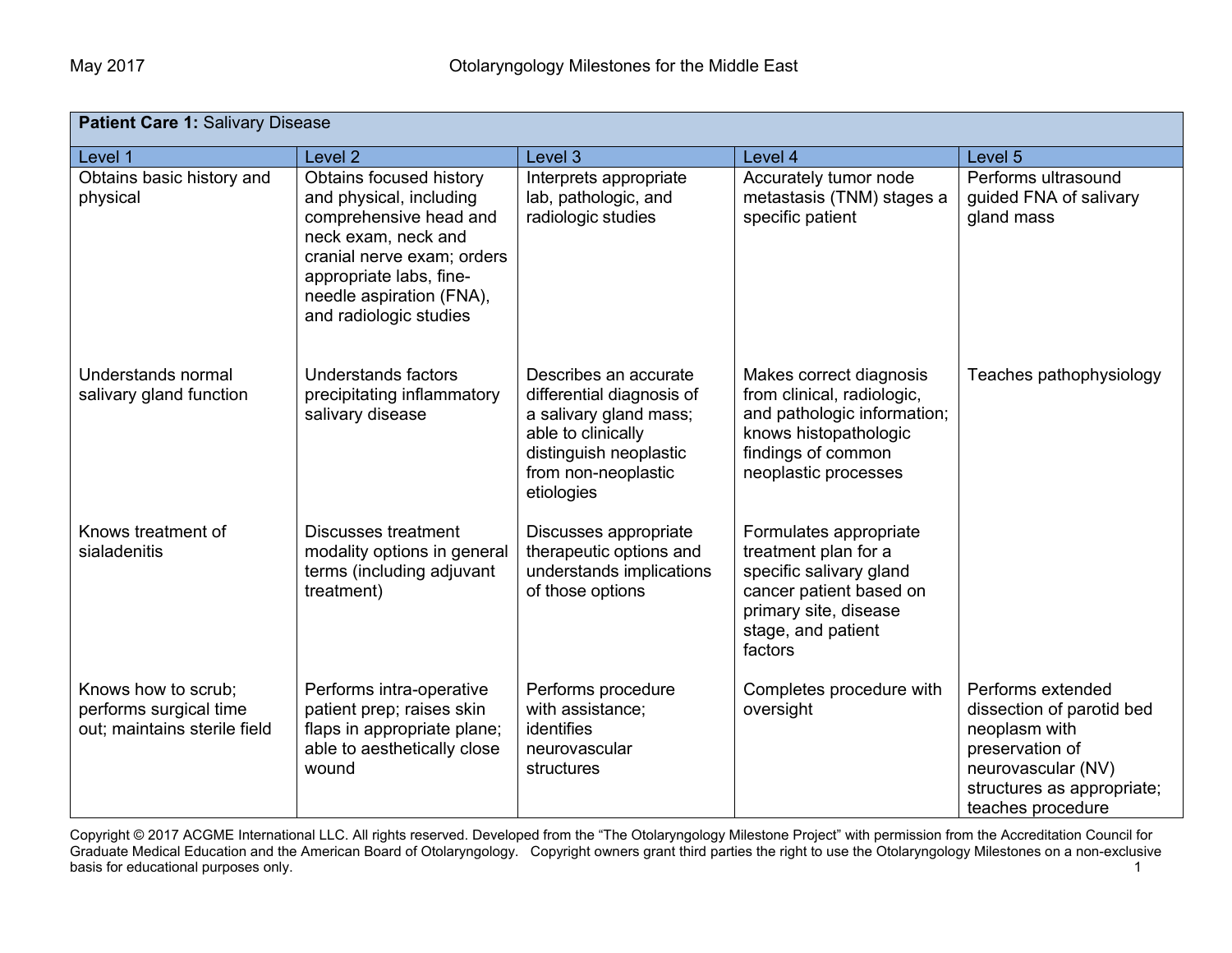| **Patient Care 1:** Salivary Disease | | | | |
|---|---|---|---|---|
| Level 1 | Level 2 | Level 3 | Level 4 | Level 5 |
| Obtains basic history and physical | Obtains focused history and physical, including comprehensive head and neck exam, neck and cranial nerve exam; orders appropriate labs, fine-needle aspiration (FNA), and radiologic studies | Interprets appropriate lab, pathologic, and radiologic studies | Accurately tumor node metastasis (TNM) stages a specific patient | Performs ultrasound guided FNA of salivary gland mass |
| Understands normal salivary gland function | Understands factors precipitating inflammatory salivary disease | Describes an accurate differential diagnosis of a salivary gland mass; able to clinically distinguish neoplastic from non-neoplastic etiologies | Makes correct diagnosis from clinical, radiologic, and pathologic information; knows histopathologic findings of common neoplastic processes | Teaches pathophysiology |
| Knows treatment of sialadenitis | Discusses treatment modality options in general terms (including adjuvant treatment) | Discusses appropriate therapeutic options and understands implications of those options | Formulates appropriate treatment plan for a specific salivary gland cancer patient based on primary site, disease stage, and patient factors | |
| Knows how to scrub; performs surgical time out; maintains sterile field | Performs intra-operative patient prep; raises skin flaps in appropriate plane; able to aesthetically close wound | Performs procedure with assistance; identifies neurovascular structures | Completes procedure with oversight | Performs extended dissection of parotid bed neoplasm with preservation of neurovascular (NV) structures as appropriate; teaches procedure |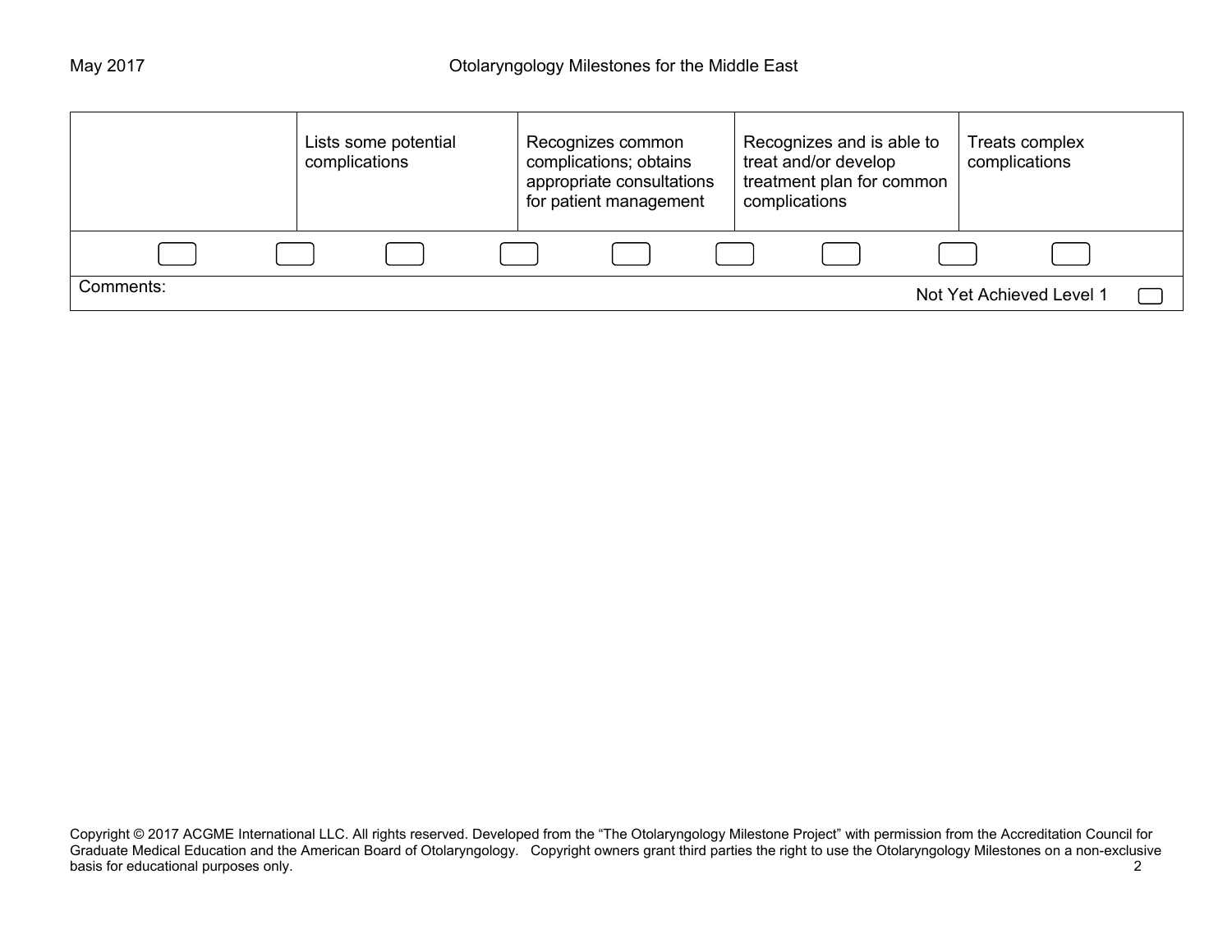| | | | | |
|---|---|---|---|---|
| | Lists some potential complications | Recognizes common complications; obtains appropriate consultations for patient management | Recognizes and is able to treat and/or develop treatment plan for common complications | Treats complex complications |

Comments:

Not Yet Achieved Level 1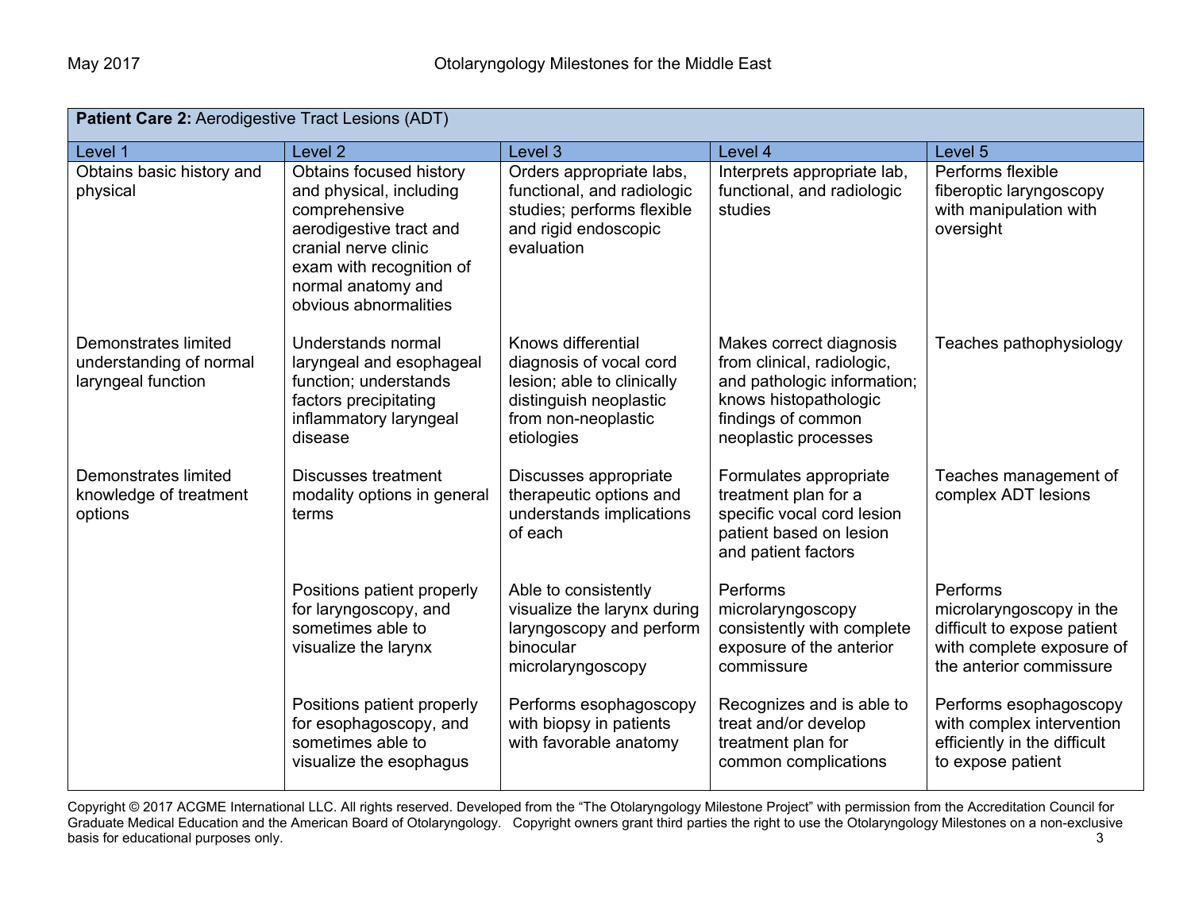| **Patient Care 2:** Aerodigestive Tract Lesions (ADT) | | | | |
|---|---|---|---|---|
| Level 1 | Level 2 | Level 3 | Level 4 | Level 5 |
| Obtains basic history and physical | Obtains focused history and physical, including comprehensive aerodigestive tract and cranial nerve clinic exam with recognition of normal anatomy and obvious abnormalities | Orders appropriate labs, functional, and radiologic studies; performs flexible and rigid endoscopic evaluation | Interprets appropriate lab, functional, and radiologic studies | Performs flexible fiberoptic laryngoscopy with manipulation with oversight |
| Demonstrates limited understanding of normal laryngeal function | Understands normal laryngeal and esophageal function; understands factors precipitating inflammatory laryngeal disease | Knows differential diagnosis of vocal cord lesion; able to clinically distinguish neoplastic from non-neoplastic etiologies | Makes correct diagnosis from clinical, radiologic, and pathologic information; knows histopathologic findings of common neoplastic processes | Teaches pathophysiology |
| Demonstrates limited knowledge of treatment options | Discusses treatment modality options in general terms | Discusses appropriate therapeutic options and understands implications of each | Formulates appropriate treatment plan for a specific vocal cord lesion patient based on lesion and patient factors | Teaches management of complex ADT lesions |
| | Positions patient properly for laryngoscopy, and sometimes able to visualize the larynx | Able to consistently visualize the larynx during laryngoscopy and perform binocular microlaryngoscopy | Performs microlaryngoscopy consistently with complete exposure of the anterior commissure | Performs microlaryngoscopy in the difficult to expose patient with complete exposure of the anterior commissure |
| | Positions patient properly for esophagoscopy, and sometimes able to visualize the esophagus | Performs esophagoscopy with biopsy in patients with favorable anatomy | Recognizes and is able to treat and/or develop treatment plan for common complications | Performs esophagoscopy with complex intervention efficiently in the difficult to expose patient |

Copyright © 2017 ACGME International LLC. All rights reserved. Developed from the "The Otolaryngology Milestone Project" with permission from the Accreditation Council for Graduate Medical Education and the American Board of Otolaryngology. Copyright owners grant third parties the right to use the Otolaryngology Milestones on a non-exclusive basis for educational purposes only.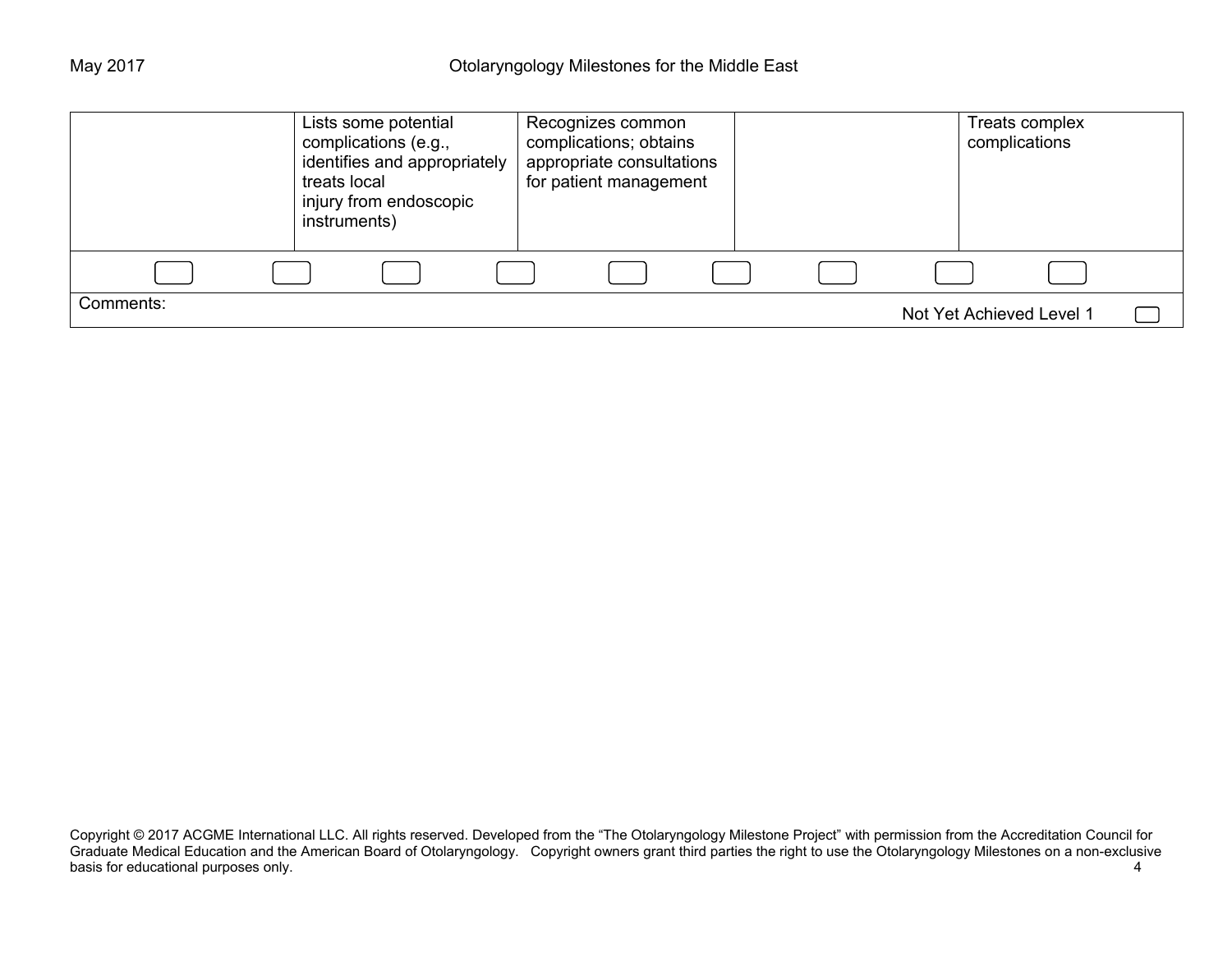| | | | | |
|---|---|---|---|---|
| | Lists some potential complications (e.g., identifies and appropriately treats local injury from endoscopic instruments) | Recognizes common complications; obtains appropriate consultations for patient management | | Treats complex complications |

Comments:

Not Yet Achieved Level 1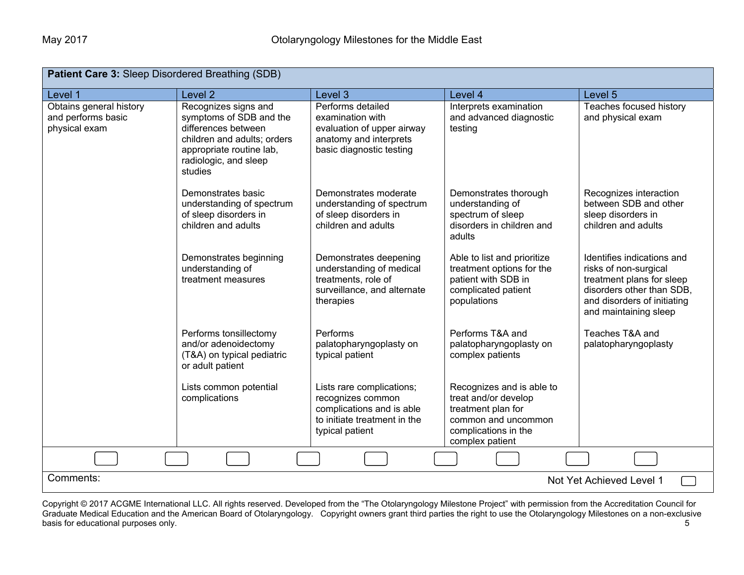| **Patient Care 3:** Sleep Disordered Breathing (SDB) | | | | |
|---|---|---|---|---|
| Level 1 | Level 2 | Level 3 | Level 4 | Level 5 |
| Obtains general history and performs basic physical exam | Recognizes signs and symptoms of SDB and the differences between children and adults; orders appropriate routine lab, radiologic, and sleep studies | Performs detailed examination with evaluation of upper airway anatomy and interprets basic diagnostic testing | Interprets examination and advanced diagnostic testing | Teaches focused history and physical exam |
| | Demonstrates basic understanding of spectrum of sleep disorders in children and adults | Demonstrates moderate understanding of spectrum of sleep disorders in children and adults | Demonstrates thorough understanding of spectrum of sleep disorders in children and adults | Recognizes interaction between SDB and other sleep disorders in children and adults |
| | Demonstrates beginning understanding of treatment measures | Demonstrates deepening understanding of medical treatments, role of surveillance, and alternate therapies | Able to list and prioritize treatment options for the patient with SDB in complicated patient populations | Identifies indications and risks of non-surgical treatment plans for sleep disorders other than SDB, and disorders of initiating and maintaining sleep |
| | Performs tonsillectomy and/or adenoidectomy (T&A) on typical pediatric or adult patient | Performs palatopharyngoplasty on typical patient | Performs T&A and palatopharyngoplasty on complex patients | Teaches T&A and palatopharyngoplasty |
| | Lists common potential complications | Lists rare complications; recognizes common complications and is able to initiate treatment in the typical patient | Recognizes and is able to treat and/or develop treatment plan for common and uncommon complications in the complex patient | |

Comments:

Not Yet Achieved Level 1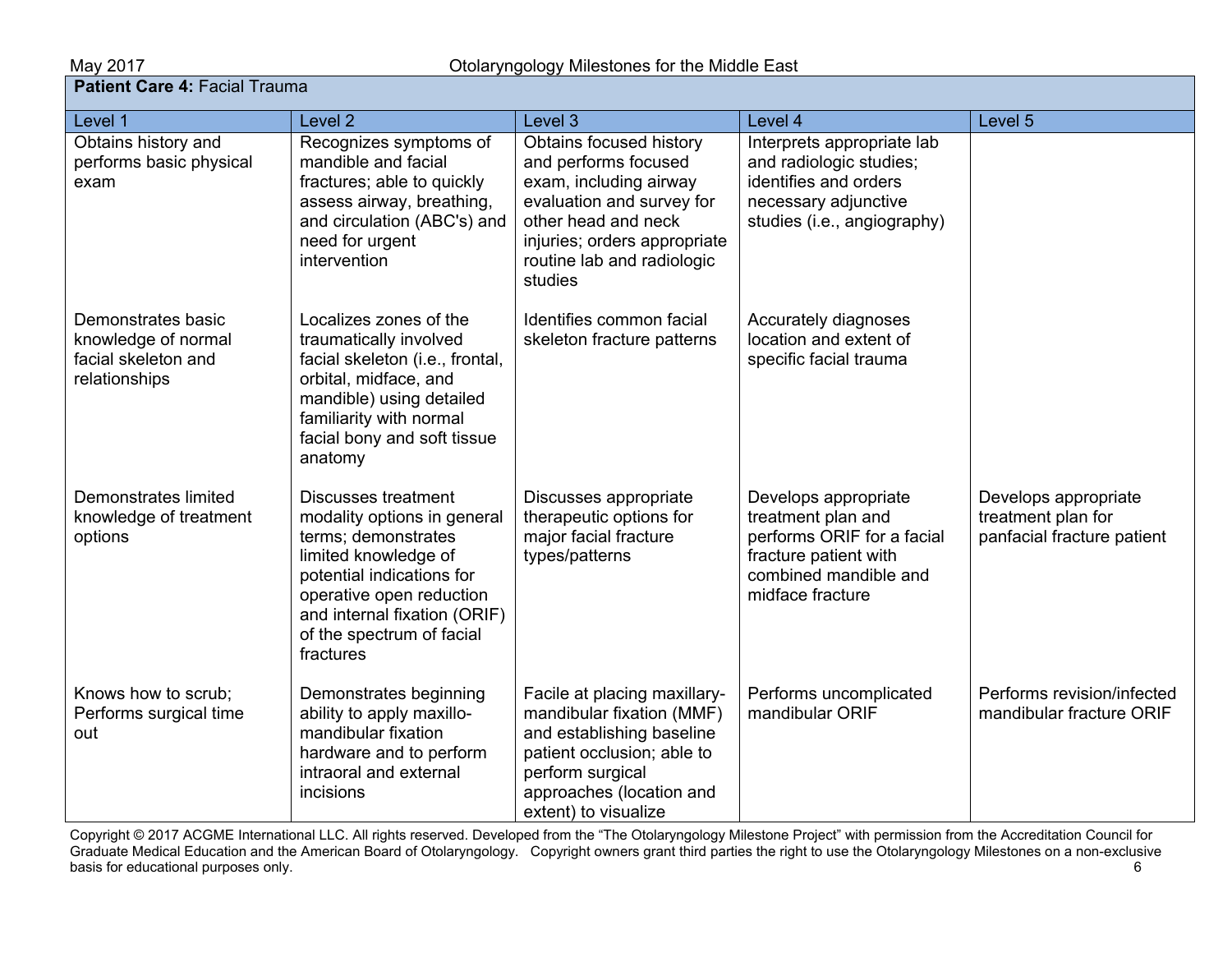| **Patient Care 4:** Facial Trauma | | | | |
|---|---|---|---|---|
| Level 1 | Level 2 | Level 3 | Level 4 | Level 5 |
| Obtains history and performs basic physical exam | Recognizes symptoms of mandible and facial fractures; able to quickly assess airway, breathing, and circulation (ABC's) and need for urgent intervention | Obtains focused history and performs focused exam, including airway evaluation and survey for other head and neck injuries; orders appropriate routine lab and radiologic studies | Interprets appropriate lab and radiologic studies; identifies and orders necessary adjunctive studies (i.e., angiography) | |
| Demonstrates basic knowledge of normal facial skeleton and relationships | Localizes zones of the traumatically involved facial skeleton (i.e., frontal, orbital, midface, and mandible) using detailed familiarity with normal facial bony and soft tissue anatomy | Identifies common facial skeleton fracture patterns | Accurately diagnoses location and extent of specific facial trauma | |
| Demonstrates limited knowledge of treatment options | Discusses treatment modality options in general terms; demonstrates limited knowledge of potential indications for operative open reduction and internal fixation (ORIF) of the spectrum of facial fractures | Discusses appropriate therapeutic options for major facial fracture types/patterns | Develops appropriate treatment plan and performs ORIF for a facial fracture patient with combined mandible and midface fracture | Develops appropriate treatment plan for panfacial fracture patient |
| Knows how to scrub; Performs surgical time out | Demonstrates beginning ability to apply maxillo-mandibular fixation hardware and to perform intraoral and external incisions | Facile at placing maxillary-mandibular fixation (MMF) and establishing baseline patient occlusion; able to perform surgical approaches (location and extent) to visualize | Performs uncomplicated mandibular ORIF | Performs revision/infected mandibular fracture ORIF |

Copyright © 2017 ACGME International LLC. All rights reserved. Developed from the "The Otolaryngology Milestone Project" with permission from the Accreditation Council for Graduate Medical Education and the American Board of Otolaryngology. Copyright owners grant third parties the right to use the Otolaryngology Milestones on a non-exclusive basis for educational purposes only.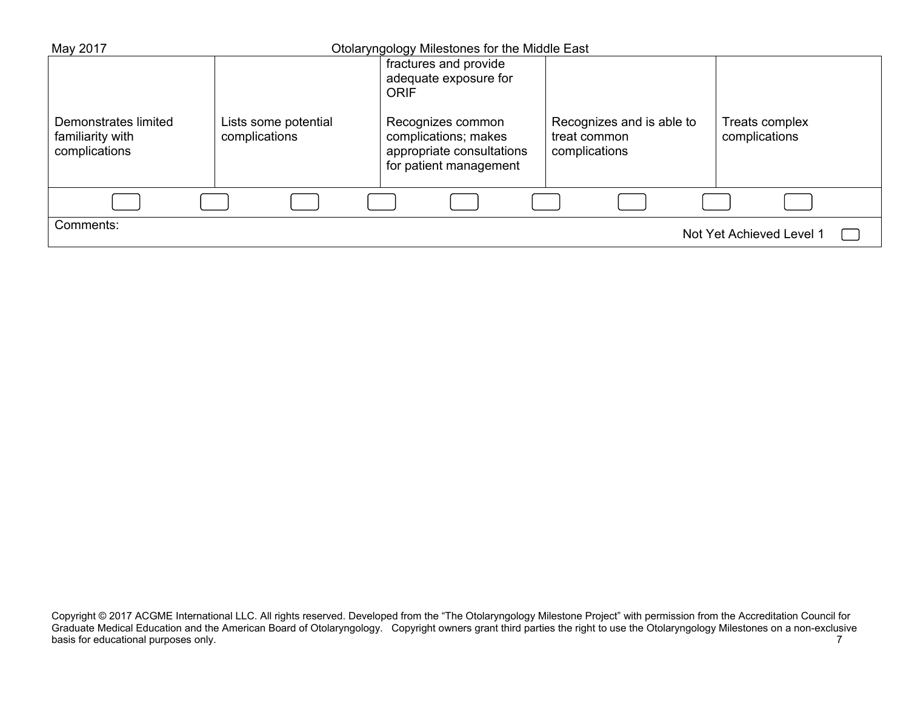| | | | | |
|---|---|---|---|---|
| | | fractures and provide adequate exposure for ORIF | | |
| Demonstrates limited familiarity with complications | Lists some potential complications | Recognizes common complications; makes appropriate consultations for patient management | Recognizes and is able to treat common complications | Treats complex complications |

Comments:

Not Yet Achieved Level 1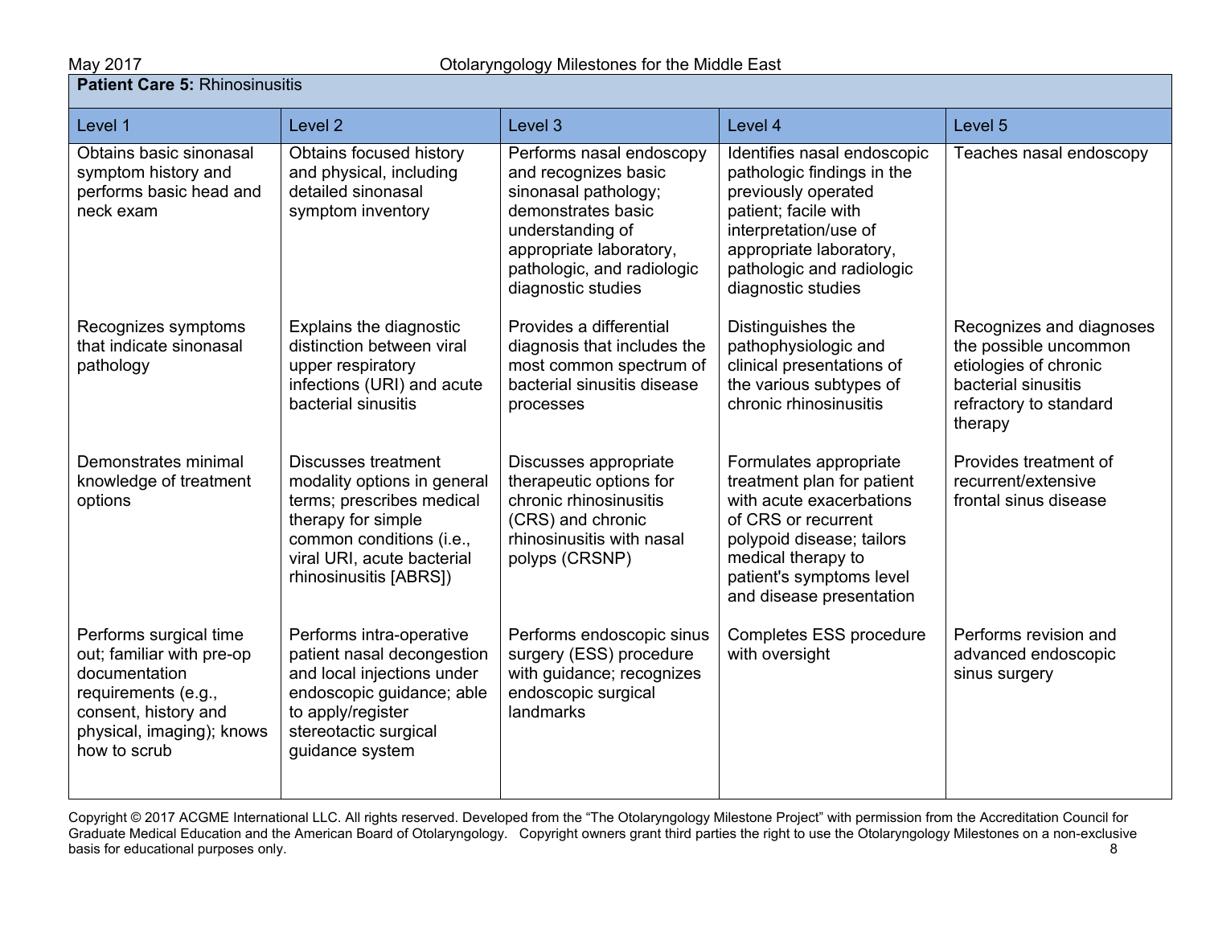| **Patient Care 5:** Rhinosinusitis | | | | |
|---|---|---|---|---|
| Level 1 | Level 2 | Level 3 | Level 4 | Level 5 |
| Obtains basic sinonasal symptom history and performs basic head and neck exam | Obtains focused history and physical, including detailed sinonasal symptom inventory | Performs nasal endoscopy and recognizes basic sinonasal pathology; demonstrates basic understanding of appropriate laboratory, pathologic, and radiologic diagnostic studies | Identifies nasal endoscopic pathologic findings in the previously operated patient; facile with interpretation/use of appropriate laboratory, pathologic and radiologic diagnostic studies | Teaches nasal endoscopy |
| Recognizes symptoms that indicate sinonasal pathology | Explains the diagnostic distinction between viral upper respiratory infections (URI) and acute bacterial sinusitis | Provides a differential diagnosis that includes the most common spectrum of bacterial sinusitis disease processes | Distinguishes the pathophysiologic and clinical presentations of the various subtypes of chronic rhinosinusitis | Recognizes and diagnoses the possible uncommon etiologies of chronic bacterial sinusitis refractory to standard therapy |
| Demonstrates minimal knowledge of treatment options | Discusses treatment modality options in general terms; prescribes medical therapy for simple common conditions (i.e., viral URI, acute bacterial rhinosinusitis [ABRS]) | Discusses appropriate therapeutic options for chronic rhinosinusitis (CRS) and chronic rhinosinusitis with nasal polyps (CRSNP) | Formulates appropriate treatment plan for patient with acute exacerbations of CRS or recurrent polypoid disease; tailors medical therapy to patient's symptoms level and disease presentation | Provides treatment of recurrent/extensive frontal sinus disease |
| Performs surgical time out; familiar with pre-op documentation requirements (e.g., consent, history and physical, imaging); knows how to scrub | Performs intra-operative patient nasal decongestion and local injections under endoscopic guidance; able to apply/register stereotactic surgical guidance system | Performs endoscopic sinus surgery (ESS) procedure with guidance; recognizes endoscopic surgical landmarks | Completes ESS procedure with oversight | Performs revision and advanced endoscopic sinus surgery |

Copyright © 2017 ACGME International LLC. All rights reserved. Developed from the "The Otolaryngology Milestone Project" with permission from the Accreditation Council for Graduate Medical Education and the American Board of Otolaryngology. Copyright owners grant third parties the right to use the Otolaryngology Milestones on a non-exclusive basis for educational purposes only.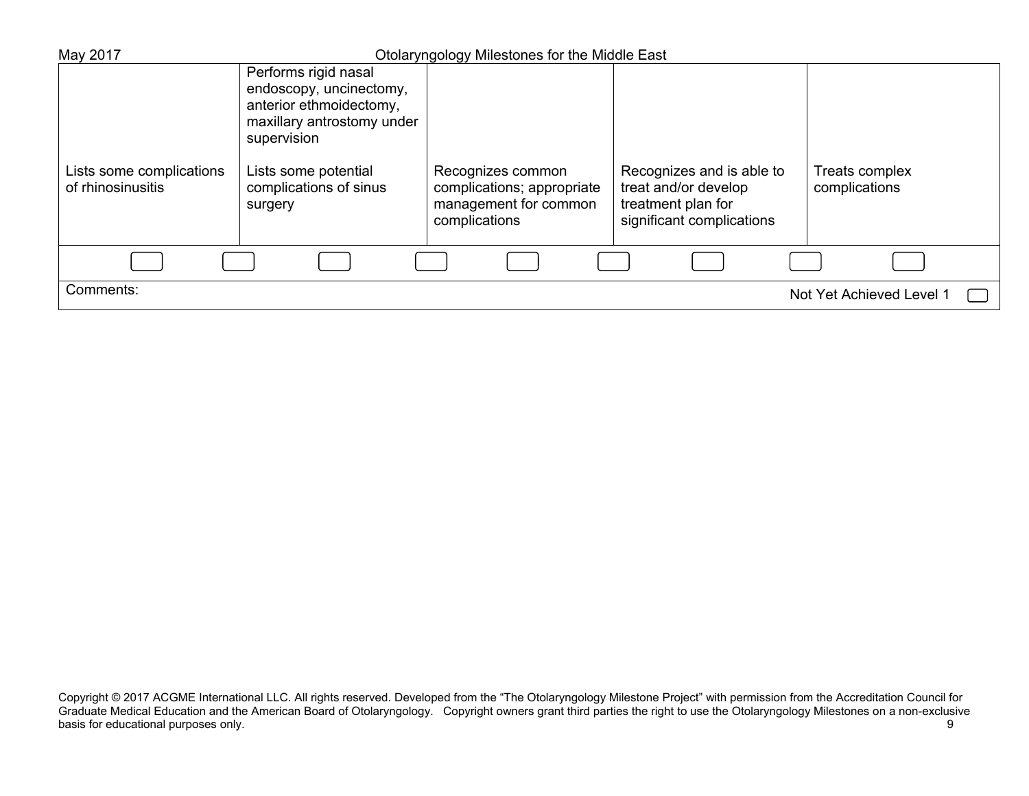| | | | | |
|---|---|---|---|---|
| | Performs rigid nasal endoscopy, uncinectomy, anterior ethmoidectomy, maxillary antrostomy under supervision | | | |
| Lists some complications of rhinosinusitis | Lists some potential complications of sinus surgery | Recognizes common complications; appropriate management for common complications | Recognizes and is able to treat and/or develop treatment plan for significant complications | Treats complex complications |

Comments:

Not Yet Achieved Level 1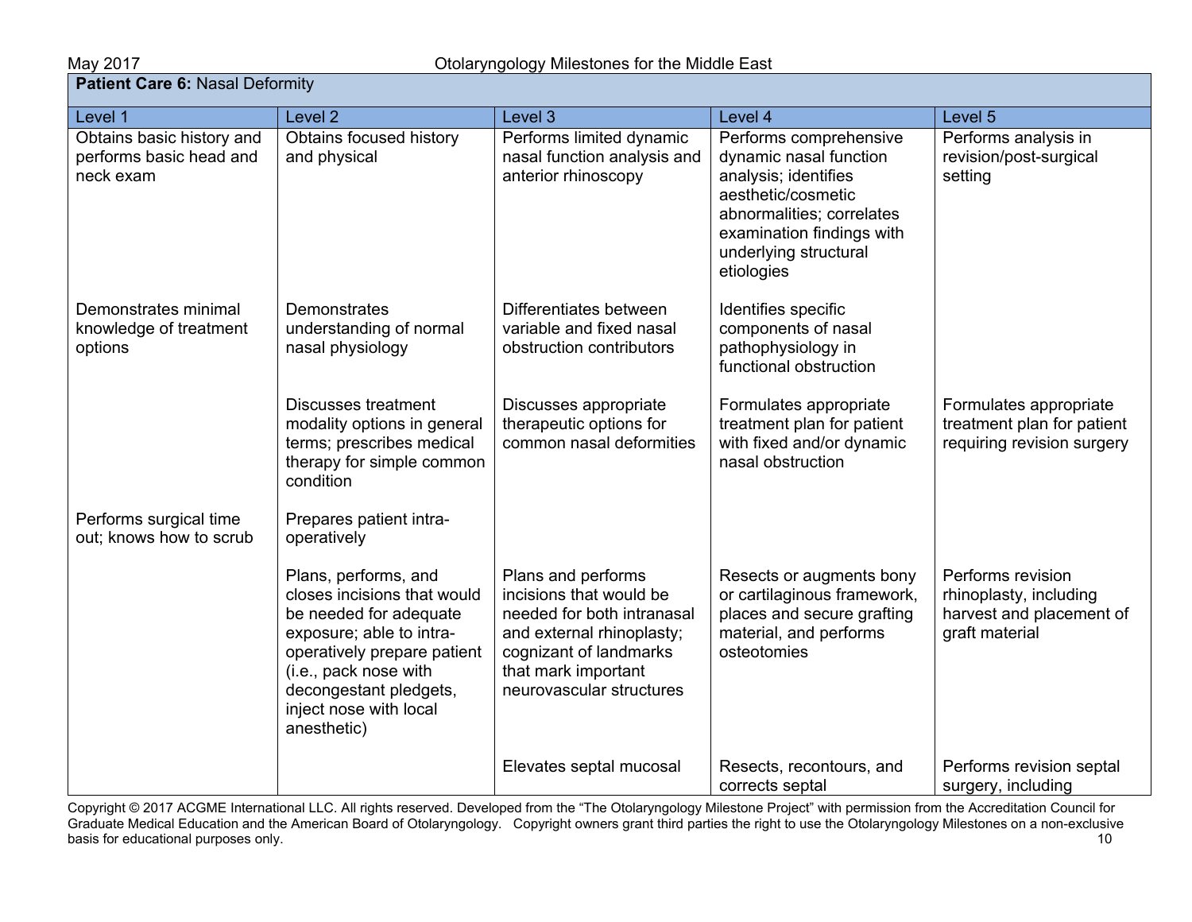**Patient Care 6:** Nasal Deformity

| Level 1 | Level 2 | Level 3 | Level 4 | Level 5 |
|---|---|---|---|---|
| Obtains basic history and performs basic head and neck exam | Obtains focused history and physical | Performs limited dynamic nasal function analysis and anterior rhinoscopy | Performs comprehensive dynamic nasal function analysis; identifies aesthetic/cosmetic abnormalities; correlates examination findings with underlying structural etiologies | Performs analysis in revision/post-surgical setting |
| Demonstrates minimal knowledge of treatment options | Demonstrates understanding of normal nasal physiology | Differentiates between variable and fixed nasal obstruction contributors | Identifies specific components of nasal pathophysiology in functional obstruction | |
| | Discusses treatment modality options in general terms; prescribes medical therapy for simple common condition | Discusses appropriate therapeutic options for common nasal deformities | Formulates appropriate treatment plan for patient with fixed and/or dynamic nasal obstruction | Formulates appropriate treatment plan for patient requiring revision surgery |
| Performs surgical time out; knows how to scrub | Prepares patient intra-operatively | | | |
| | Plans, performs, and closes incisions that would be needed for adequate exposure; able to intra-operatively prepare patient (i.e., pack nose with decongestant pledgets, inject nose with local anesthetic) | Plans and performs incisions that would be needed for both intranasal and external rhinoplasty; cognizant of landmarks that mark important neurovascular structures | Resects or augments bony or cartilaginous framework, places and secure grafting material, and performs osteotomies | Performs revision rhinoplasty, including harvest and placement of graft material |
| | | Elevates septal mucosal | Resects, recontours, and corrects septal | Performs revision septal surgery, including |

Copyright © 2017 ACGME International LLC. All rights reserved. Developed from the "The Otolaryngology Milestone Project" with permission from the Accreditation Council for Graduate Medical Education and the American Board of Otolaryngology. Copyright owners grant third parties the right to use the Otolaryngology Milestones on a non-exclusive basis for educational purposes only.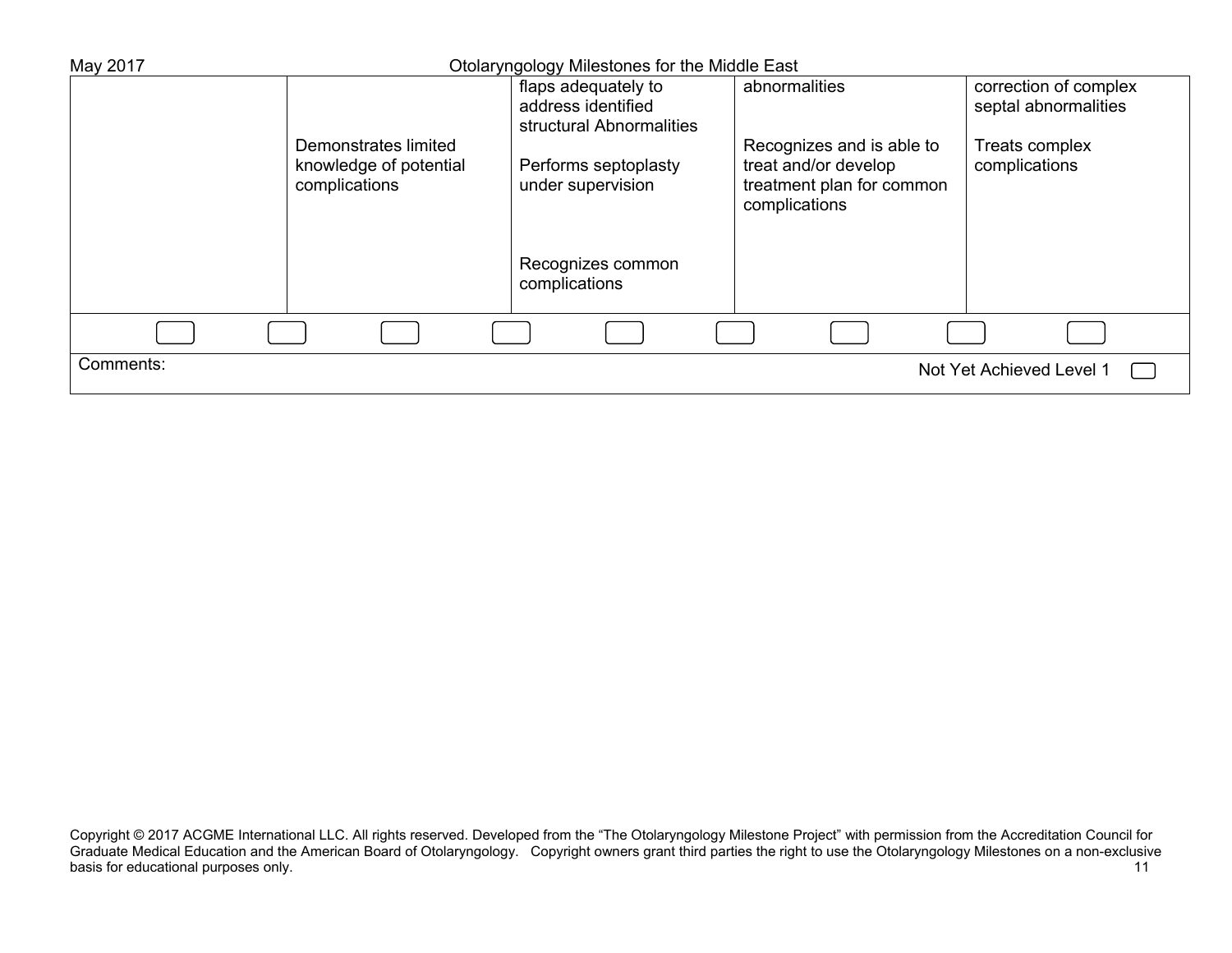| | | | | |
|---|---|---|---|---|
| | Demonstrates limited knowledge of potential complications | flaps adequately to address identified structural Abnormalities<br><br>Performs septoplasty under supervision<br><br>Recognizes common complications | abnormalities<br><br>Recognizes and is able to treat and/or develop treatment plan for common complications | correction of complex septal abnormalities<br><br>Treats complex complications |

Comments:

Not Yet Achieved Level 1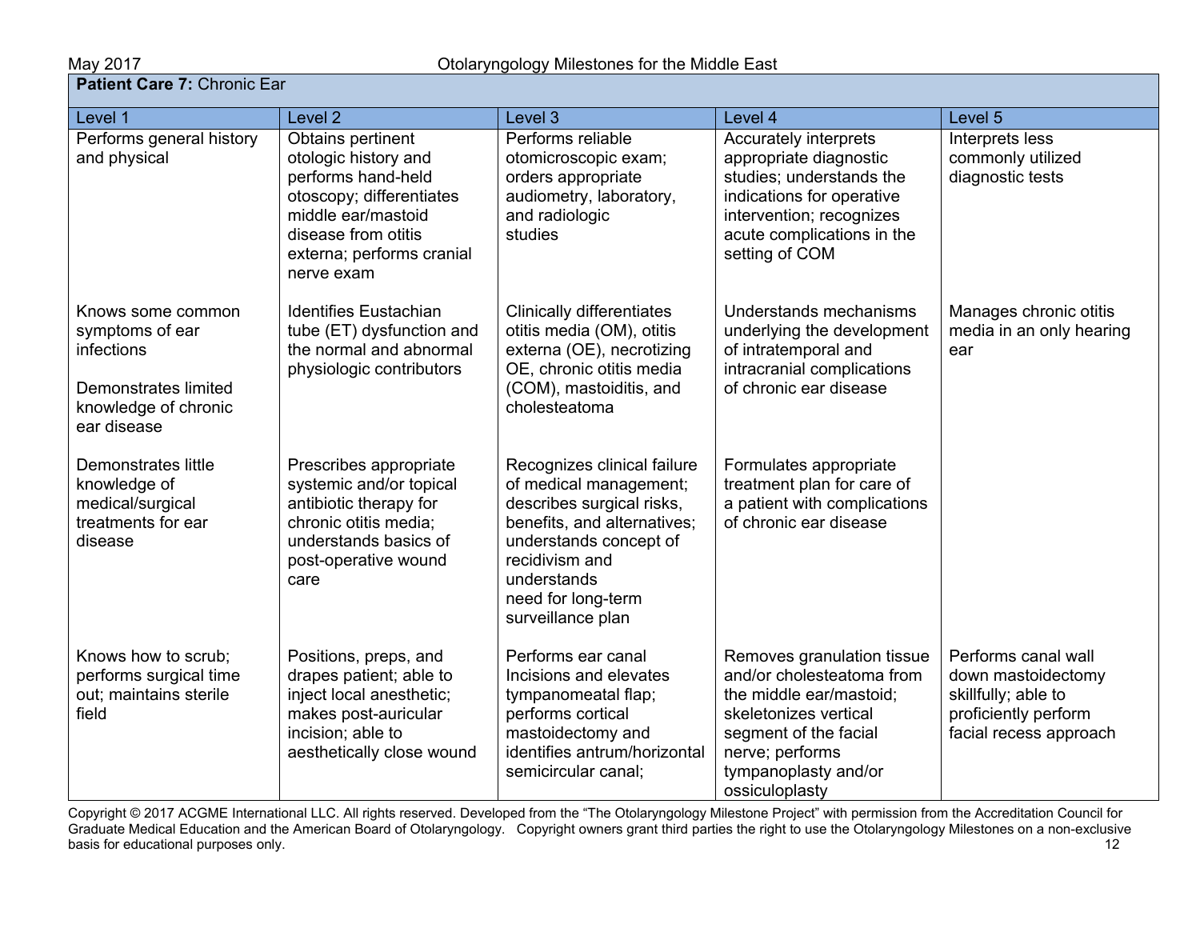| **Patient Care 7:** Chronic Ear | | | | |
|---|---|---|---|---|
| Level 1 | Level 2 | Level 3 | Level 4 | Level 5 |
| Performs general history and physical | Obtains pertinent otologic history and performs hand-held otoscopy; differentiates middle ear/mastoid disease from otitis externa; performs cranial nerve exam | Performs reliable otomicroscopic exam; orders appropriate audiometry, laboratory, and radiologic studies | Accurately interprets appropriate diagnostic studies; understands the indications for operative intervention; recognizes acute complications in the setting of COM | Interprets less commonly utilized diagnostic tests |
| Knows some common symptoms of ear infections<br><br>Demonstrates limited knowledge of chronic ear disease | Identifies Eustachian tube (ET) dysfunction and the normal and abnormal physiologic contributors | Clinically differentiates otitis media (OM), otitis externa (OE), necrotizing OE, chronic otitis media (COM), mastoiditis, and cholesteatoma | Understands mechanisms underlying the development of intratemporal and intracranial complications of chronic ear disease | Manages chronic otitis media in an only hearing ear |
| Demonstrates little knowledge of medical/surgical treatments for ear disease | Prescribes appropriate systemic and/or topical antibiotic therapy for chronic otitis media; understands basics of post-operative wound care | Recognizes clinical failure of medical management; describes surgical risks, benefits, and alternatives; understands concept of recidivism and understands need for long-term surveillance plan | Formulates appropriate treatment plan for care of a patient with complications of chronic ear disease | |
| Knows how to scrub; performs surgical time out; maintains sterile field | Positions, preps, and drapes patient; able to inject local anesthetic; makes post-auricular incision; able to aesthetically close wound | Performs ear canal Incisions and elevates tympanomeatal flap; performs cortical mastoidectomy and identifies antrum/horizontal semicircular canal; | Removes granulation tissue and/or cholesteatoma from the middle ear/mastoid; skeletonizes vertical segment of the facial nerve; performs tympanoplasty and/or ossiculoplasty | Performs canal wall down mastoidectomy skillfully; able to proficiently perform facial recess approach |

Copyright © 2017 ACGME International LLC. All rights reserved. Developed from the "The Otolaryngology Milestone Project" with permission from the Accreditation Council for Graduate Medical Education and the American Board of Otolaryngology. Copyright owners grant third parties the right to use the Otolaryngology Milestones on a non-exclusive basis for educational purposes only.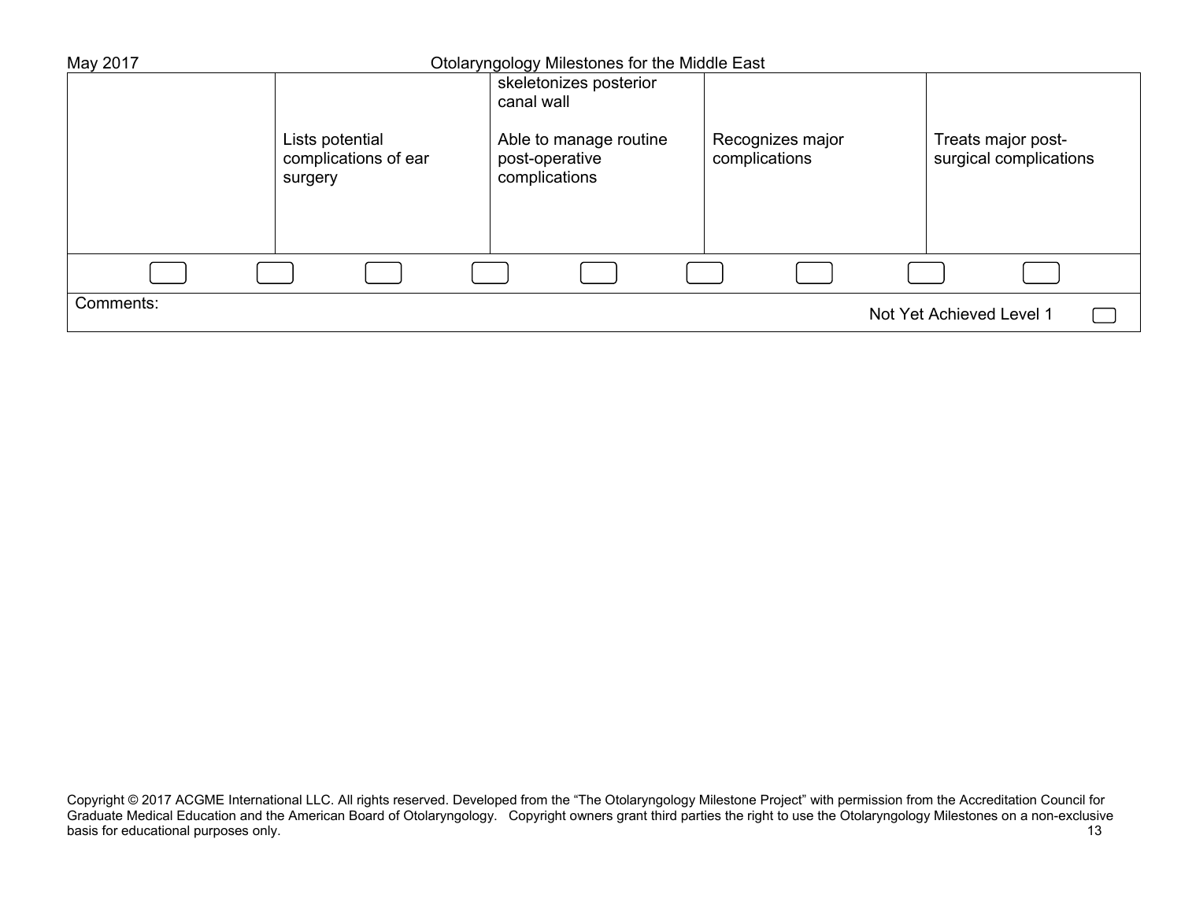| | | | | |
|---|---|---|---|---|
| | Lists potential complications of ear surgery | skeletonizes posterior canal wall<br><br>Able to manage routine post-operative complications | Recognizes major complications | Treats major post-surgical complications |

Comments:

Not Yet Achieved Level 1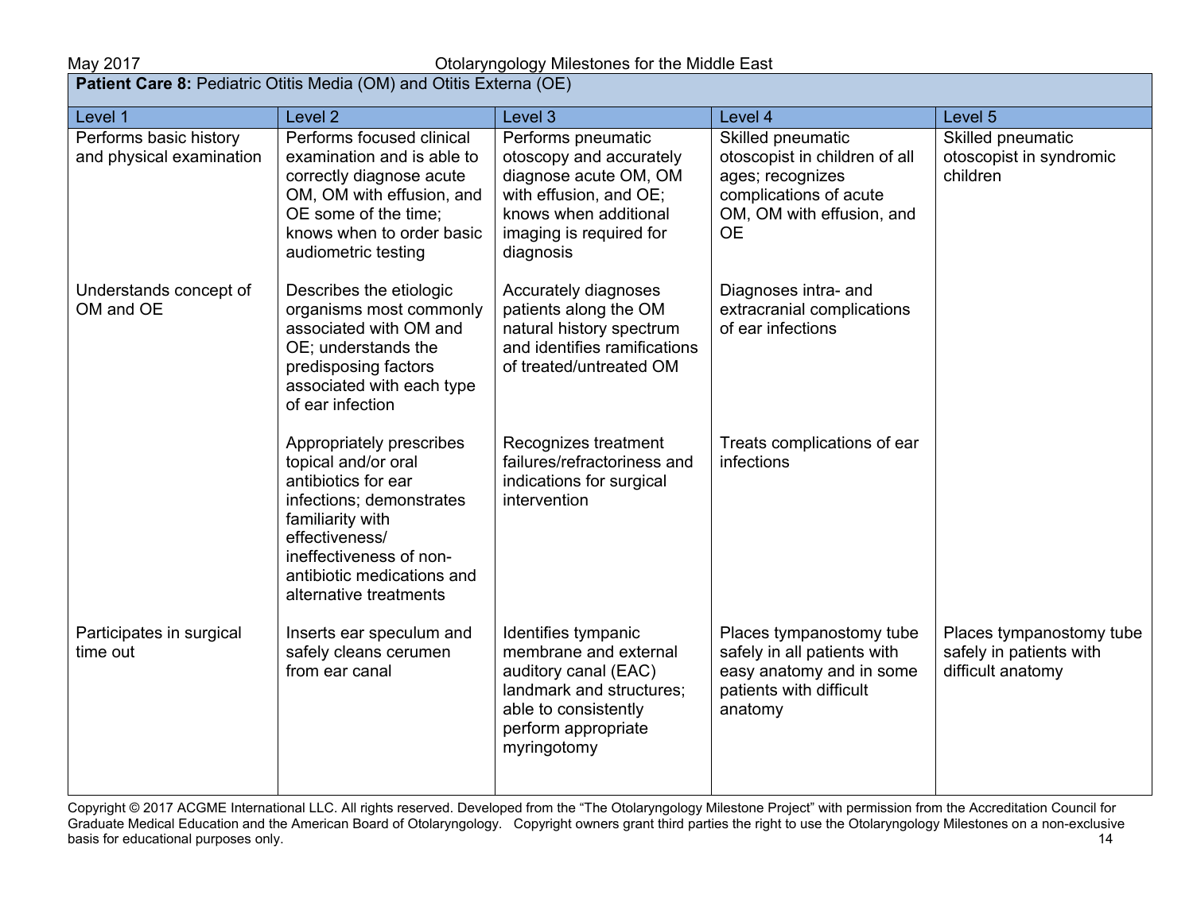| **Patient Care 8:** Pediatric Otitis Media (OM) and Otitis Externa (OE) | | | | |
|---|---|---|---|---|
| Level 1 | Level 2 | Level 3 | Level 4 | Level 5 |
| Performs basic history and physical examination | Performs focused clinical examination and is able to correctly diagnose acute OM, OM with effusion, and OE some of the time; knows when to order basic audiometric testing | Performs pneumatic otoscopy and accurately diagnose acute OM, OM with effusion, and OE; knows when additional imaging is required for diagnosis | Skilled pneumatic otoscopist in children of all ages; recognizes complications of acute OM, OM with effusion, and OE | Skilled pneumatic otoscopist in syndromic children |
| Understands concept of OM and OE | Describes the etiologic organisms most commonly associated with OM and OE; understands the predisposing factors associated with each type of ear infection | Accurately diagnoses patients along the OM natural history spectrum and identifies ramifications of treated/untreated OM | Diagnoses intra- and extracranial complications of ear infections | |
| | Appropriately prescribes topical and/or oral antibiotics for ear infections; demonstrates familiarity with effectiveness/ ineffectiveness of non-antibiotic medications and alternative treatments | Recognizes treatment failures/refractoriness and indications for surgical intervention | Treats complications of ear infections | |
| Participates in surgical time out | Inserts ear speculum and safely cleans cerumen from ear canal | Identifies tympanic membrane and external auditory canal (EAC) landmark and structures; able to consistently perform appropriate myringotomy | Places tympanostomy tube safely in all patients with easy anatomy and in some patients with difficult anatomy | Places tympanostomy tube safely in patients with difficult anatomy |

Copyright © 2017 ACGME International LLC. All rights reserved. Developed from the "The Otolaryngology Milestone Project" with permission from the Accreditation Council for Graduate Medical Education and the American Board of Otolaryngology. Copyright owners grant third parties the right to use the Otolaryngology Milestones on a non-exclusive basis for educational purposes only.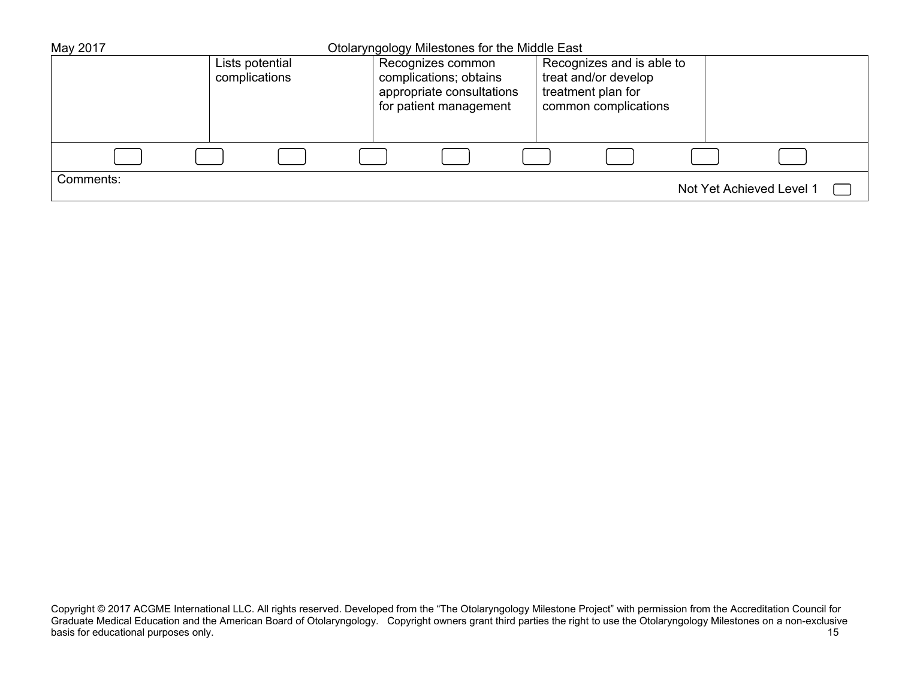| | | | | |
|---|---|---|---|---|
| | Lists potential complications | Recognizes common complications; obtains appropriate consultations for patient management | Recognizes and is able to treat and/or develop treatment plan for common complications | |

Comments:

Not Yet Achieved Level 1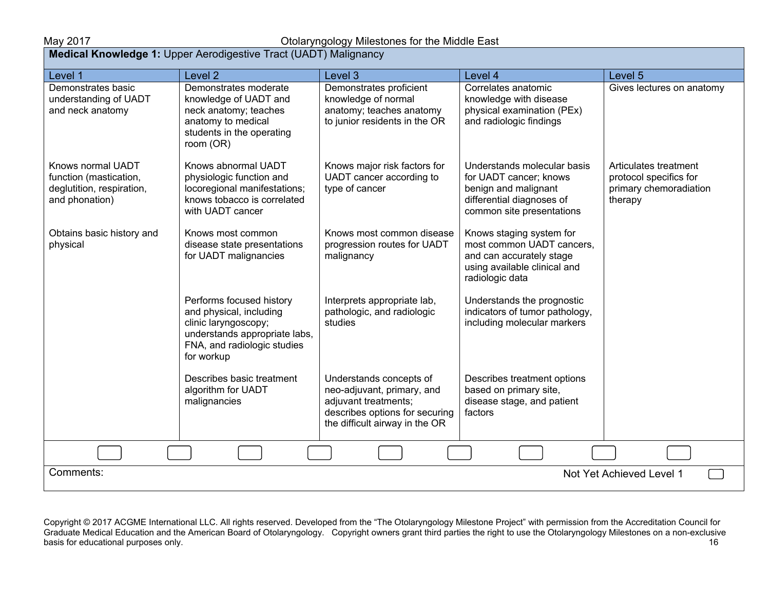**Medical Knowledge 1:** Upper Aerodigestive Tract (UADT) Malignancy

| Level 1 | Level 2 | Level 3 | Level 4 | Level 5 |
|---|---|---|---|---|
| Demonstrates basic understanding of UADT and neck anatomy | Demonstrates moderate knowledge of UADT and neck anatomy; teaches anatomy to medical students in the operating room (OR) | Demonstrates proficient knowledge of normal anatomy; teaches anatomy to junior residents in the OR | Correlates anatomic knowledge with disease physical examination (PEx) and radiologic findings | Gives lectures on anatomy |
| Knows normal UADT function (mastication, deglutition, respiration, and phonation) | Knows abnormal UADT physiologic function and locoregional manifestations; knows tobacco is correlated with UADT cancer | Knows major risk factors for UADT cancer according to type of cancer | Understands molecular basis for UADT cancer; knows benign and malignant differential diagnoses of common site presentations | Articulates treatment protocol specifics for primary chemoradiation therapy |
| Obtains basic history and physical | Knows most common disease state presentations for UADT malignancies | Knows most common disease progression routes for UADT malignancy | Knows staging system for most common UADT cancers, and can accurately stage using available clinical and radiologic data | |
| | Performs focused history and physical, including clinic laryngoscopy; understands appropriate labs, FNA, and radiologic studies for workup | Interprets appropriate lab, pathologic, and radiologic studies | Understands the prognostic indicators of tumor pathology, including molecular markers | |
| | Describes basic treatment algorithm for UADT malignancies | Understands concepts of neo-adjuvant, primary, and adjuvant treatments; describes options for securing the difficult airway in the OR | Describes treatment options based on primary site, disease stage, and patient factors | |

Comments:

Not Yet Achieved Level 1

Copyright © 2017 ACGME International LLC. All rights reserved. Developed from the "The Otolaryngology Milestone Project" with permission from the Accreditation Council for Graduate Medical Education and the American Board of Otolaryngology. Copyright owners grant third parties the right to use the Otolaryngology Milestones on a non-exclusive basis for educational purposes only.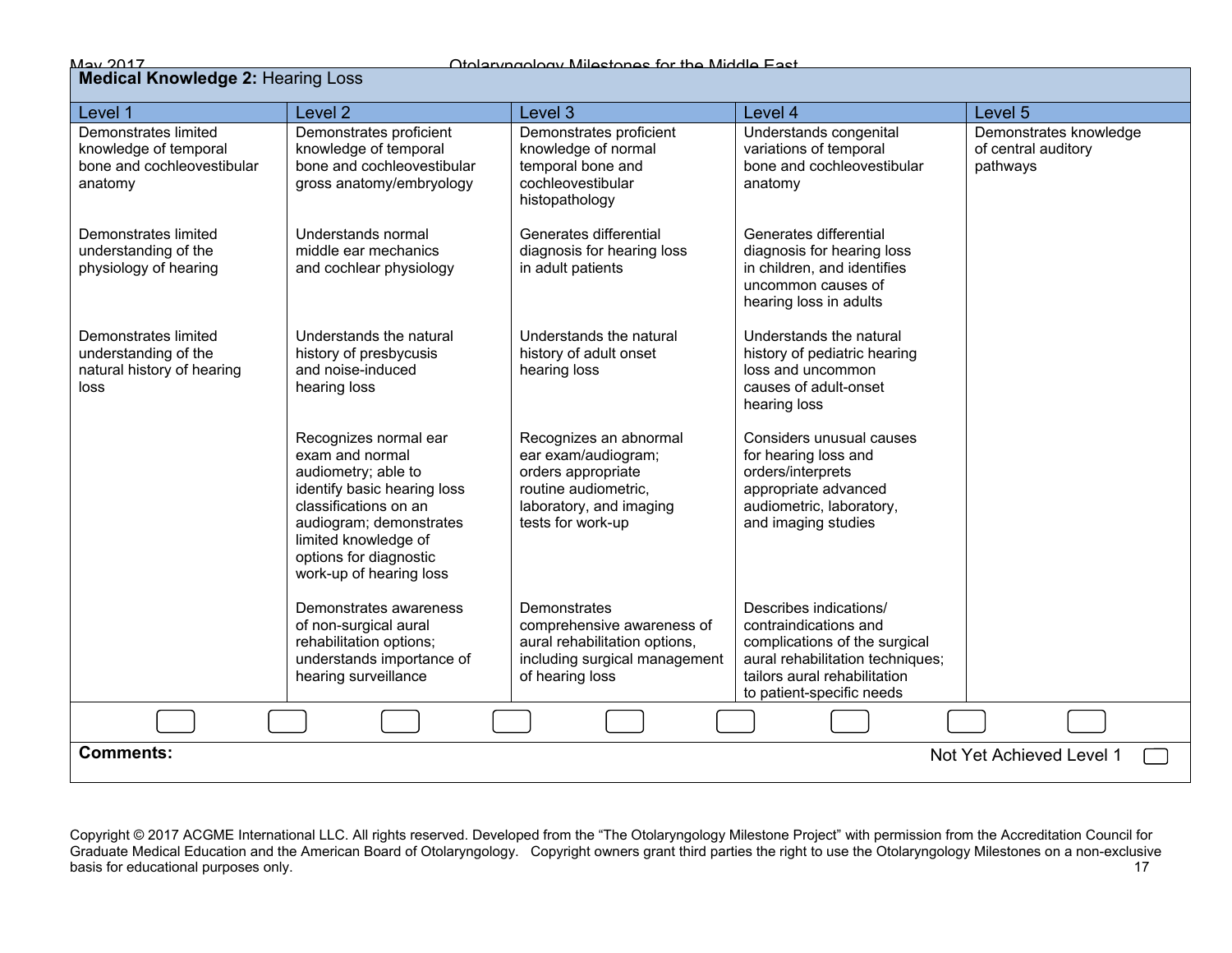## Medical Knowledge 2: Hearing Loss

| Level 1 | Level 2 | Level 3 | Level 4 | Level 5 |
|---|---|---|---|---|
| Demonstrates limited knowledge of temporal bone and cochleovestibular anatomy | Demonstrates proficient knowledge of temporal bone and cochleovestibular gross anatomy/embryology | Demonstrates proficient knowledge of normal temporal bone and cochleovestibular histopathology | Understands congenital variations of temporal bone and cochleovestibular anatomy | Demonstrates knowledge of central auditory pathways |
| Demonstrates limited understanding of the physiology of hearing | Understands normal middle ear mechanics and cochlear physiology | Generates differential diagnosis for hearing loss in adult patients | Generates differential diagnosis for hearing loss in children, and identifies uncommon causes of hearing loss in adults | |
| Demonstrates limited understanding of the natural history of hearing loss | Understands the natural history of presbycusis and noise-induced hearing loss | Understands the natural history of adult onset hearing loss | Understands the natural history of pediatric hearing loss and uncommon causes of adult-onset hearing loss | |
| | Recognizes normal ear exam and normal audiometry; able to identify basic hearing loss classifications on an audiogram; demonstrates limited knowledge of options for diagnostic work-up of hearing loss | Recognizes an abnormal ear exam/audiogram; orders appropriate routine audiometric, laboratory, and imaging tests for work-up | Considers unusual causes for hearing loss and orders/interprets appropriate advanced audiometric, laboratory, and imaging studies | |
| | Demonstrates awareness of non-surgical aural rehabilitation options; understands importance of hearing surveillance | Demonstrates comprehensive awareness of aural rehabilitation options, including surgical management of hearing loss | Describes indications/ contraindications and complications of the surgical aural rehabilitation techniques; tailors aural rehabilitation to patient-specific needs | |

**Comments:**

Not Yet Achieved Level 1

Copyright © 2017 ACGME International LLC. All rights reserved. Developed from the "The Otolaryngology Milestone Project" with permission from the Accreditation Council for Graduate Medical Education and the American Board of Otolaryngology. Copyright owners grant third parties the right to use the Otolaryngology Milestones on a non-exclusive basis for educational purposes only.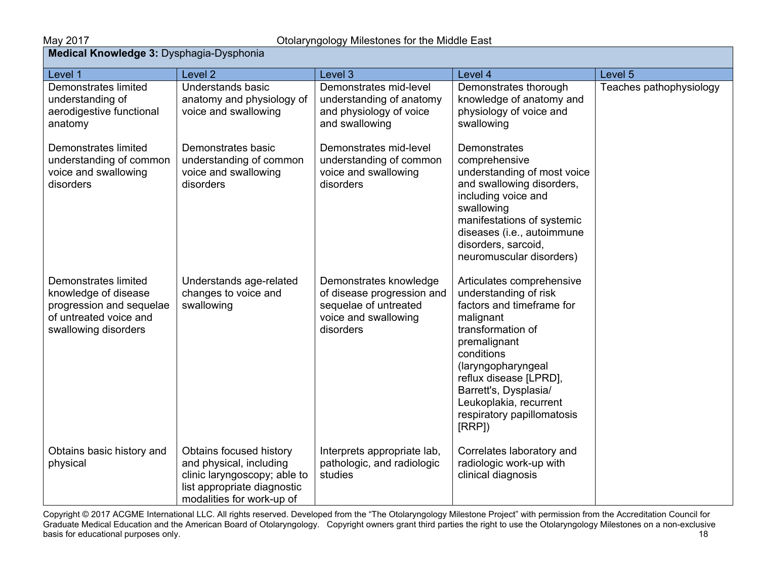| **Medical Knowledge 3:** Dysphagia-Dysphonia | | | | |
|---|---|---|---|---|
| Level 1 | Level 2 | Level 3 | Level 4 | Level 5 |
| Demonstrates limited understanding of aerodigestive functional anatomy | Understands basic anatomy and physiology of voice and swallowing | Demonstrates mid-level understanding of anatomy and physiology of voice and swallowing | Demonstrates thorough knowledge of anatomy and physiology of voice and swallowing | Teaches pathophysiology |
| Demonstrates limited understanding of common voice and swallowing disorders | Demonstrates basic understanding of common voice and swallowing disorders | Demonstrates mid-level understanding of common voice and swallowing disorders | Demonstrates comprehensive understanding of most voice and swallowing disorders, including voice and swallowing manifestations of systemic diseases (i.e., autoimmune disorders, sarcoid, neuromuscular disorders) | |
| Demonstrates limited knowledge of disease progression and sequelae of untreated voice and swallowing disorders | Understands age-related changes to voice and swallowing | Demonstrates knowledge of disease progression and sequelae of untreated voice and swallowing disorders | Articulates comprehensive understanding of risk factors and timeframe for malignant transformation of premalignant conditions (laryngopharyngeal reflux disease [LPRD], Barrett's, Dysplasia/ Leukoplakia, recurrent respiratory papillomatosis [RRP]) | |
| Obtains basic history and physical | Obtains focused history and physical, including clinic laryngoscopy; able to list appropriate diagnostic modalities for work-up of | Interprets appropriate lab, pathologic, and radiologic studies | Correlates laboratory and radiologic work-up with clinical diagnosis | |

Copyright © 2017 ACGME International LLC. All rights reserved. Developed from the "The Otolaryngology Milestone Project" with permission from the Accreditation Council for Graduate Medical Education and the American Board of Otolaryngology. Copyright owners grant third parties the right to use the Otolaryngology Milestones on a non-exclusive basis for educational purposes only.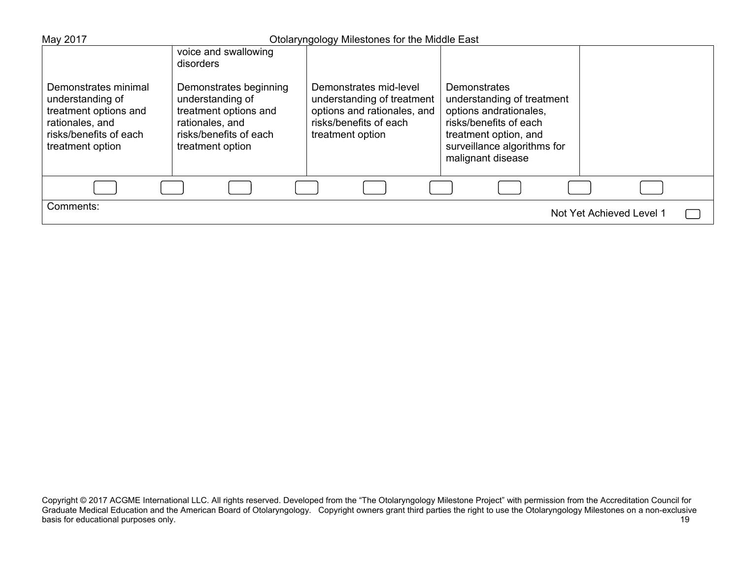| | | | | |
|---|---|---|---|---|
| | voice and swallowing disorders | | | |
| Demonstrates minimal understanding of treatment options and rationales, and risks/benefits of each treatment option | Demonstrates beginning understanding of treatment options and rationales, and risks/benefits of each treatment option | Demonstrates mid-level understanding of treatment options and rationales, and risks/benefits of each treatment option | Demonstrates understanding of treatment options andrationales, risks/benefits of each treatment option, and surveillance algorithms for malignant disease | |

Comments:

Not Yet Achieved Level 1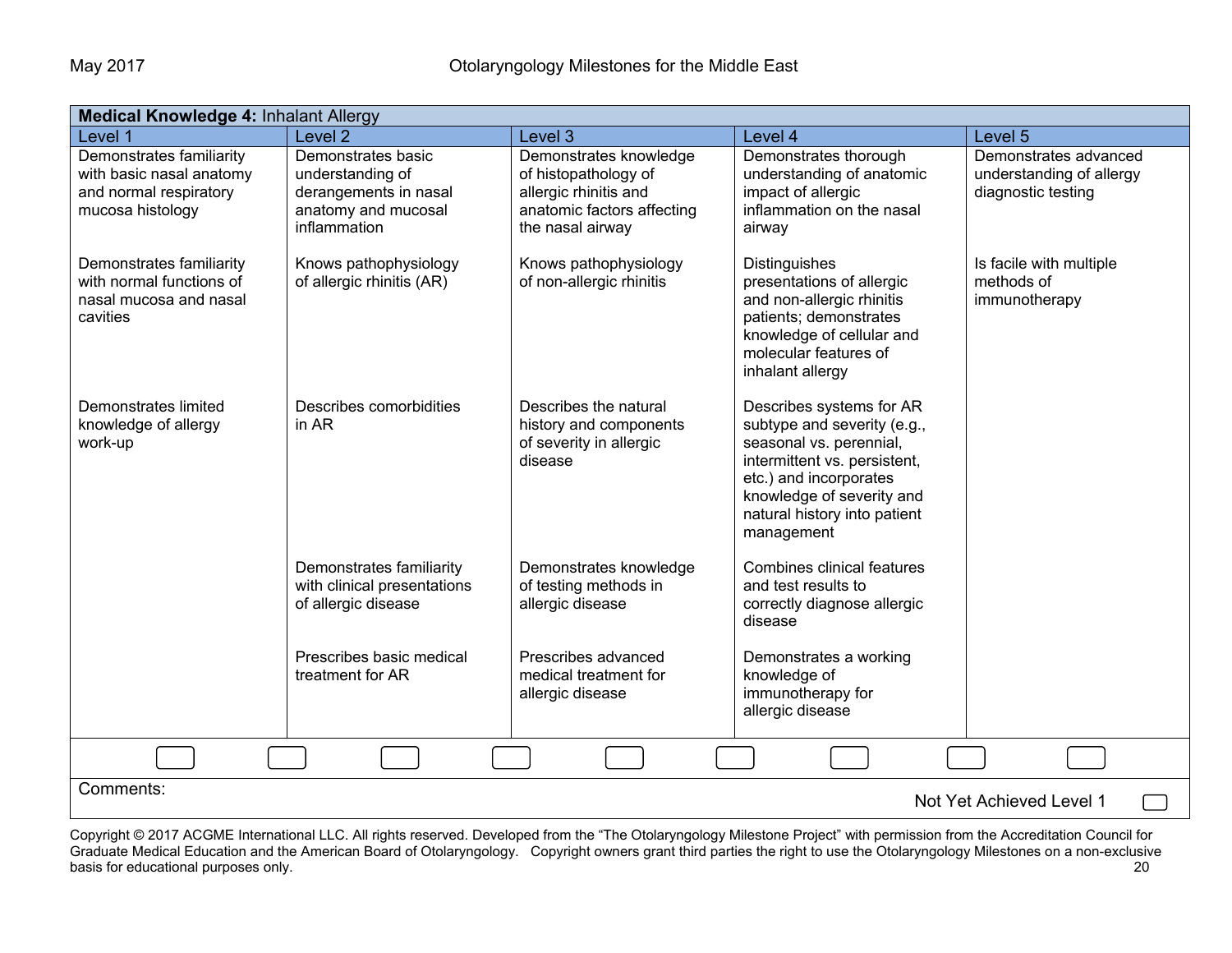| **Medical Knowledge 4:** Inhalant Allergy | | | | |
|---|---|---|---|---|
| Level 1 | Level 2 | Level 3 | Level 4 | Level 5 |
| Demonstrates familiarity with basic nasal anatomy and normal respiratory mucosa histology | Demonstrates basic understanding of derangements in nasal anatomy and mucosal inflammation | Demonstrates knowledge of histopathology of allergic rhinitis and anatomic factors affecting the nasal airway | Demonstrates thorough understanding of anatomic impact of allergic inflammation on the nasal airway | Demonstrates advanced understanding of allergy diagnostic testing |
| Demonstrates familiarity with normal functions of nasal mucosa and nasal cavities | Knows pathophysiology of allergic rhinitis (AR) | Knows pathophysiology of non-allergic rhinitis | Distinguishes presentations of allergic and non-allergic rhinitis patients; demonstrates knowledge of cellular and molecular features of inhalant allergy | Is facile with multiple methods of immunotherapy |
| Demonstrates limited knowledge of allergy work-up | Describes comorbidities in AR | Describes the natural history and components of severity in allergic disease | Describes systems for AR subtype and severity (e.g., seasonal vs. perennial, intermittent vs. persistent, etc.) and incorporates knowledge of severity and natural history into patient management | |
| | Demonstrates familiarity with clinical presentations of allergic disease | Demonstrates knowledge of testing methods in allergic disease | Combines clinical features and test results to correctly diagnose allergic disease | |
| | Prescribes basic medical treatment for AR | Prescribes advanced medical treatment for allergic disease | Demonstrates a working knowledge of immunotherapy for allergic disease | |

Comments:

Not Yet Achieved Level 1

Copyright © 2017 ACGME International LLC. All rights reserved. Developed from the "The Otolaryngology Milestone Project" with permission from the Accreditation Council for Graduate Medical Education and the American Board of Otolaryngology. Copyright owners grant third parties the right to use the Otolaryngology Milestones on a non-exclusive basis for educational purposes only.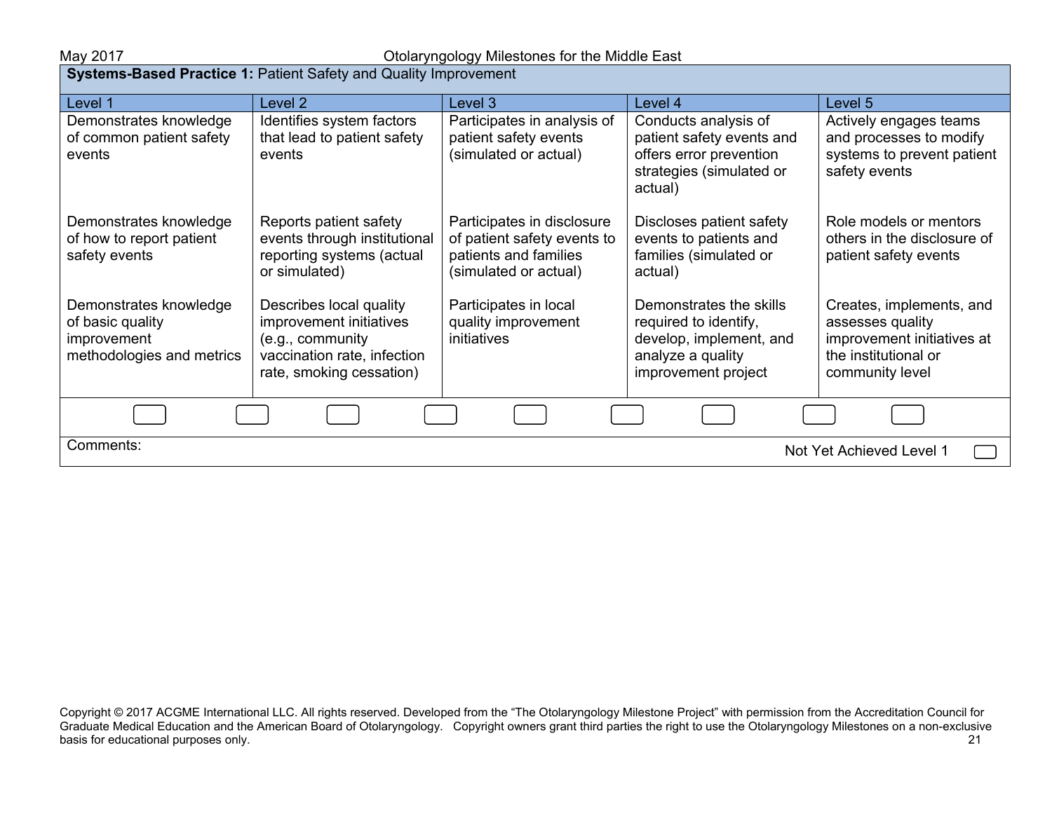**Systems-Based Practice 1:** Patient Safety and Quality Improvement

| Level 1 | Level 2 | Level 3 | Level 4 | Level 5 |
| --- | --- | --- | --- | --- |
| Demonstrates knowledge of common patient safety events | Identifies system factors that lead to patient safety events | Participates in analysis of patient safety events (simulated or actual) | Conducts analysis of patient safety events and offers error prevention strategies (simulated or actual) | Actively engages teams and processes to modify systems to prevent patient safety events |
| Demonstrates knowledge of how to report patient safety events | Reports patient safety events through institutional reporting systems (actual or simulated) | Participates in disclosure of patient safety events to patients and families (simulated or actual) | Discloses patient safety events to patients and families (simulated or actual) | Role models or mentors others in the disclosure of patient safety events |
| Demonstrates knowledge of basic quality improvement methodologies and metrics | Describes local quality improvement initiatives (e.g., community vaccination rate, infection rate, smoking cessation) | Participates in local quality improvement initiatives | Demonstrates the skills required to identify, develop, implement, and analyze a quality improvement project | Creates, implements, and assesses quality improvement initiatives at the institutional or community level |

Comments:

Not Yet Achieved Level 1

Copyright © 2017 ACGME International LLC. All rights reserved. Developed from the "The Otolaryngology Milestone Project" with permission from the Accreditation Council for Graduate Medical Education and the American Board of Otolaryngology. Copyright owners grant third parties the right to use the Otolaryngology Milestones on a non-exclusive basis for educational purposes only.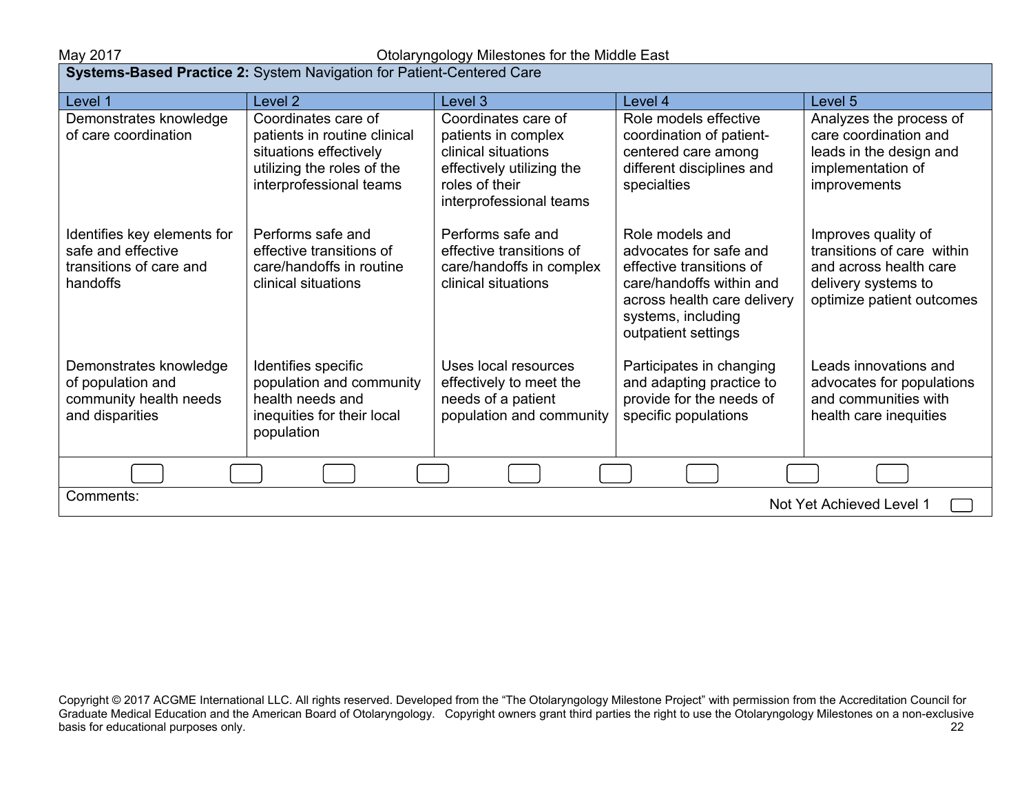**Systems-Based Practice 2:** System Navigation for Patient-Centered Care

| Level 1 | Level 2 | Level 3 | Level 4 | Level 5 |
|---|---|---|---|---|
| Demonstrates knowledge of care coordination | Coordinates care of patients in routine clinical situations effectively utilizing the roles of the interprofessional teams | Coordinates care of patients in complex clinical situations effectively utilizing the roles of their interprofessional teams | Role models effective coordination of patient-centered care among different disciplines and specialties | Analyzes the process of care coordination and leads in the design and implementation of improvements |
| Identifies key elements for safe and effective transitions of care and handoffs | Performs safe and effective transitions of care/handoffs in routine clinical situations | Performs safe and effective transitions of care/handoffs in complex clinical situations | Role models and advocates for safe and effective transitions of care/handoffs within and across health care delivery systems, including outpatient settings | Improves quality of transitions of care within and across health care delivery systems to optimize patient outcomes |
| Demonstrates knowledge of population and community health needs and disparities | Identifies specific population and community health needs and inequities for their local population | Uses local resources effectively to meet the needs of a patient population and community | Participates in changing and adapting practice to provide for the needs of specific populations | Leads innovations and advocates for populations and communities with health care inequities |

Comments:

Not Yet Achieved Level 1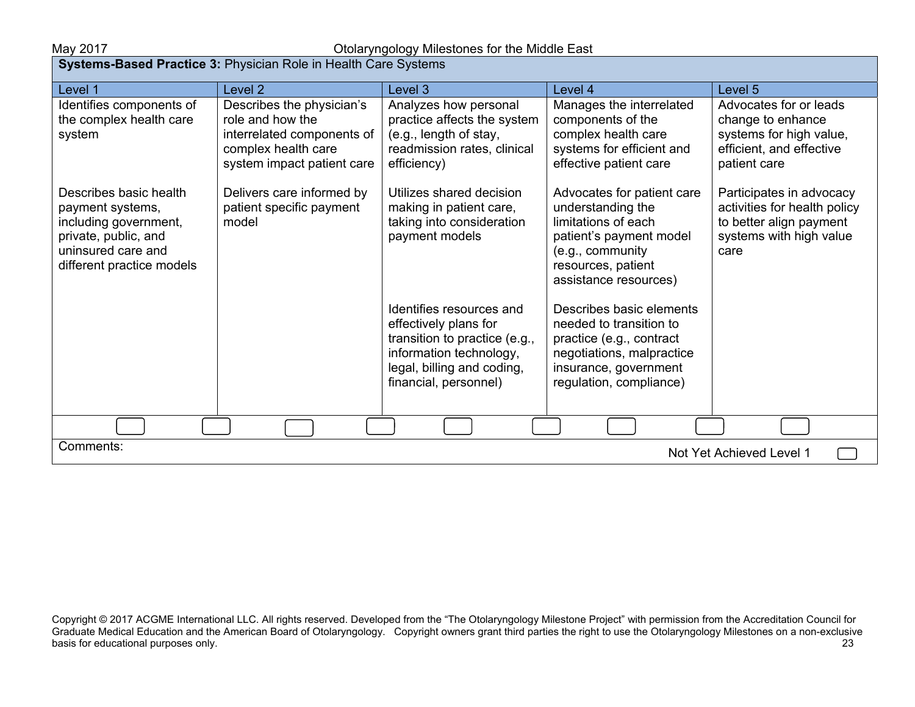**Systems-Based Practice 3:** Physician Role in Health Care Systems

| Level 1 | Level 2 | Level 3 | Level 4 | Level 5 |
|---|---|---|---|---|
| Identifies components of the complex health care system | Describes the physician's role and how the interrelated components of complex health care system impact patient care | Analyzes how personal practice affects the system (e.g., length of stay, readmission rates, clinical efficiency) | Manages the interrelated components of the complex health care systems for efficient and effective patient care | Advocates for or leads change to enhance systems for high value, efficient, and effective patient care |
| Describes basic health payment systems, including government, private, public, and uninsured care and different practice models | Delivers care informed by patient specific payment model | Utilizes shared decision making in patient care, taking into consideration payment models | Advocates for patient care understanding the limitations of each patient's payment model (e.g., community resources, patient assistance resources) | Participates in advocacy activities for health policy to better align payment systems with high value care |
| | | Identifies resources and effectively plans for transition to practice (e.g., information technology, legal, billing and coding, financial, personnel) | Describes basic elements needed to transition to practice (e.g., contract negotiations, malpractice insurance, government regulation, compliance) | |

Comments:

Not Yet Achieved Level 1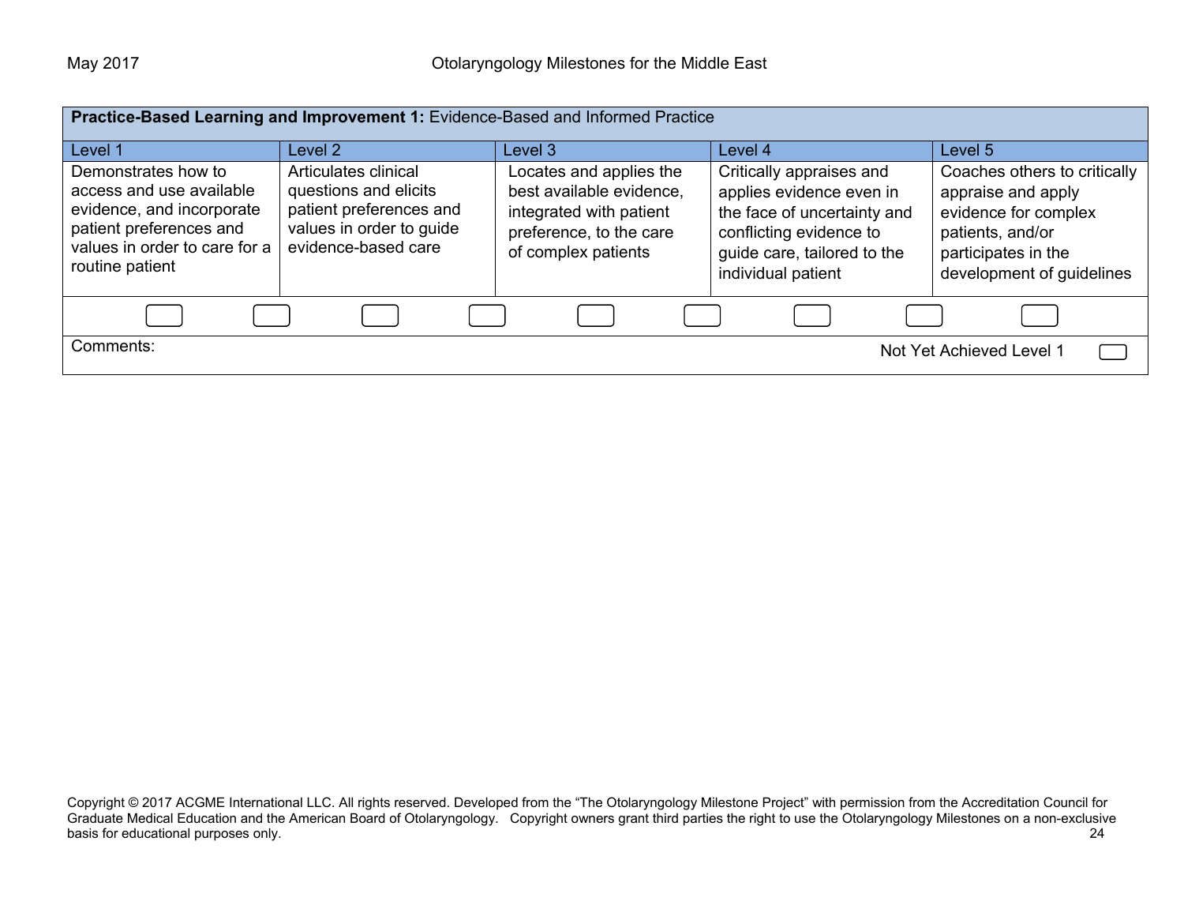**Practice-Based Learning and Improvement 1:** Evidence-Based and Informed Practice

| Level 1 | Level 2 | Level 3 | Level 4 | Level 5 |
|---|---|---|---|---|
| Demonstrates how to access and use available evidence, and incorporate patient preferences and values in order to care for a routine patient | Articulates clinical questions and elicits patient preferences and values in order to guide evidence-based care | Locates and applies the best available evidence, integrated with patient preference, to the care of complex patients | Critically appraises and applies evidence even in the face of uncertainty and conflicting evidence to guide care, tailored to the individual patient | Coaches others to critically appraise and apply evidence for complex patients, and/or participates in the development of guidelines |

Comments:

Not Yet Achieved Level 1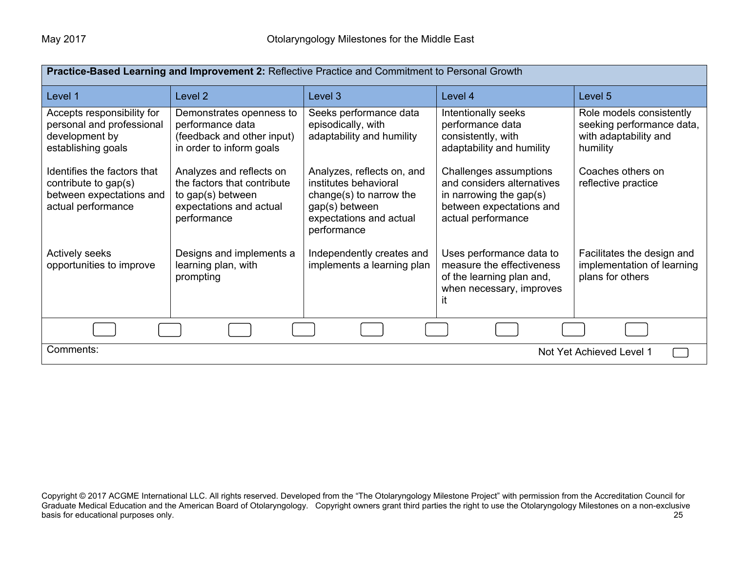| **Practice-Based Learning and Improvement 2:** Reflective Practice and Commitment to Personal Growth | | | | |
|---|---|---|---|---|
| Level 1 | Level 2 | Level 3 | Level 4 | Level 5 |
| Accepts responsibility for personal and professional development by establishing goals<br><br>Identifies the factors that contribute to gap(s) between expectations and actual performance<br><br>Actively seeks opportunities to improve | Demonstrates openness to performance data (feedback and other input) in order to inform goals<br><br>Analyzes and reflects on the factors that contribute to gap(s) between expectations and actual performance<br><br>Designs and implements a learning plan, with prompting | Seeks performance data episodically, with adaptability and humility<br><br>Analyzes, reflects on, and institutes behavioral change(s) to narrow the gap(s) between expectations and actual performance<br><br>Independently creates and implements a learning plan | Intentionally seeks performance data consistently, with adaptability and humility<br><br>Challenges assumptions and considers alternatives in narrowing the gap(s) between expectations and actual performance<br><br>Uses performance data to measure the effectiveness of the learning plan and, when necessary, improves it | Role models consistently seeking performance data, with adaptability and humility<br><br>Coaches others on reflective practice<br><br>Facilitates the design and implementation of learning plans for others |

Comments: Not Yet Achieved Level 1

Copyright © 2017 ACGME International LLC. All rights reserved. Developed from the "The Otolaryngology Milestone Project" with permission from the Accreditation Council for Graduate Medical Education and the American Board of Otolaryngology. Copyright owners grant third parties the right to use the Otolaryngology Milestones on a non-exclusive basis for educational purposes only.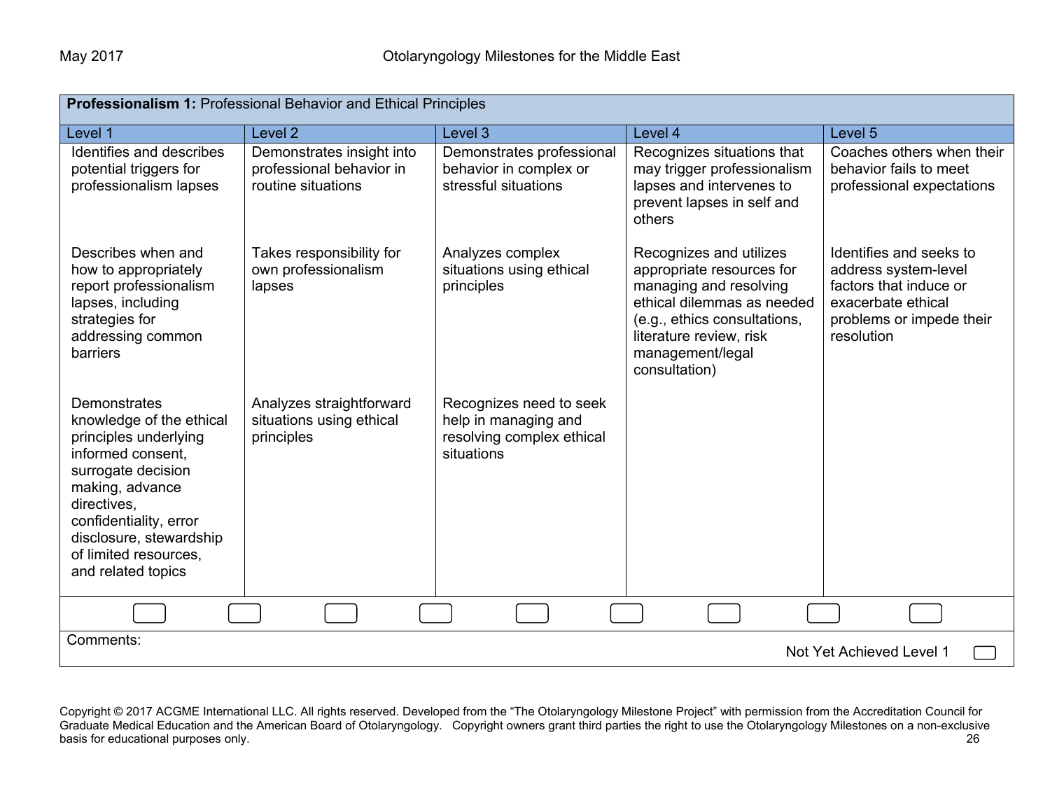| **Professionalism 1:** Professional Behavior and Ethical Principles | | | | |
|---|---|---|---|---|
| Level 1 | Level 2 | Level 3 | Level 4 | Level 5 |
| Identifies and describes potential triggers for professionalism lapses | Demonstrates insight into professional behavior in routine situations | Demonstrates professional behavior in complex or stressful situations | Recognizes situations that may trigger professionalism lapses and intervenes to prevent lapses in self and others | Coaches others when their behavior fails to meet professional expectations |
| Describes when and how to appropriately report professionalism lapses, including strategies for addressing common barriers | Takes responsibility for own professionalism lapses | Analyzes complex situations using ethical principles | Recognizes and utilizes appropriate resources for managing and resolving ethical dilemmas as needed (e.g., ethics consultations, literature review, risk management/legal consultation) | Identifies and seeks to address system-level factors that induce or exacerbate ethical problems or impede their resolution |
| Demonstrates knowledge of the ethical principles underlying informed consent, surrogate decision making, advance directives, confidentiality, error disclosure, stewardship of limited resources, and related topics | Analyzes straightforward situations using ethical principles | Recognizes need to seek help in managing and resolving complex ethical situations | | |

Comments:

Not Yet Achieved Level 1

Copyright © 2017 ACGME International LLC. All rights reserved. Developed from the "The Otolaryngology Milestone Project" with permission from the Accreditation Council for Graduate Medical Education and the American Board of Otolaryngology. Copyright owners grant third parties the right to use the Otolaryngology Milestones on a non-exclusive basis for educational purposes only.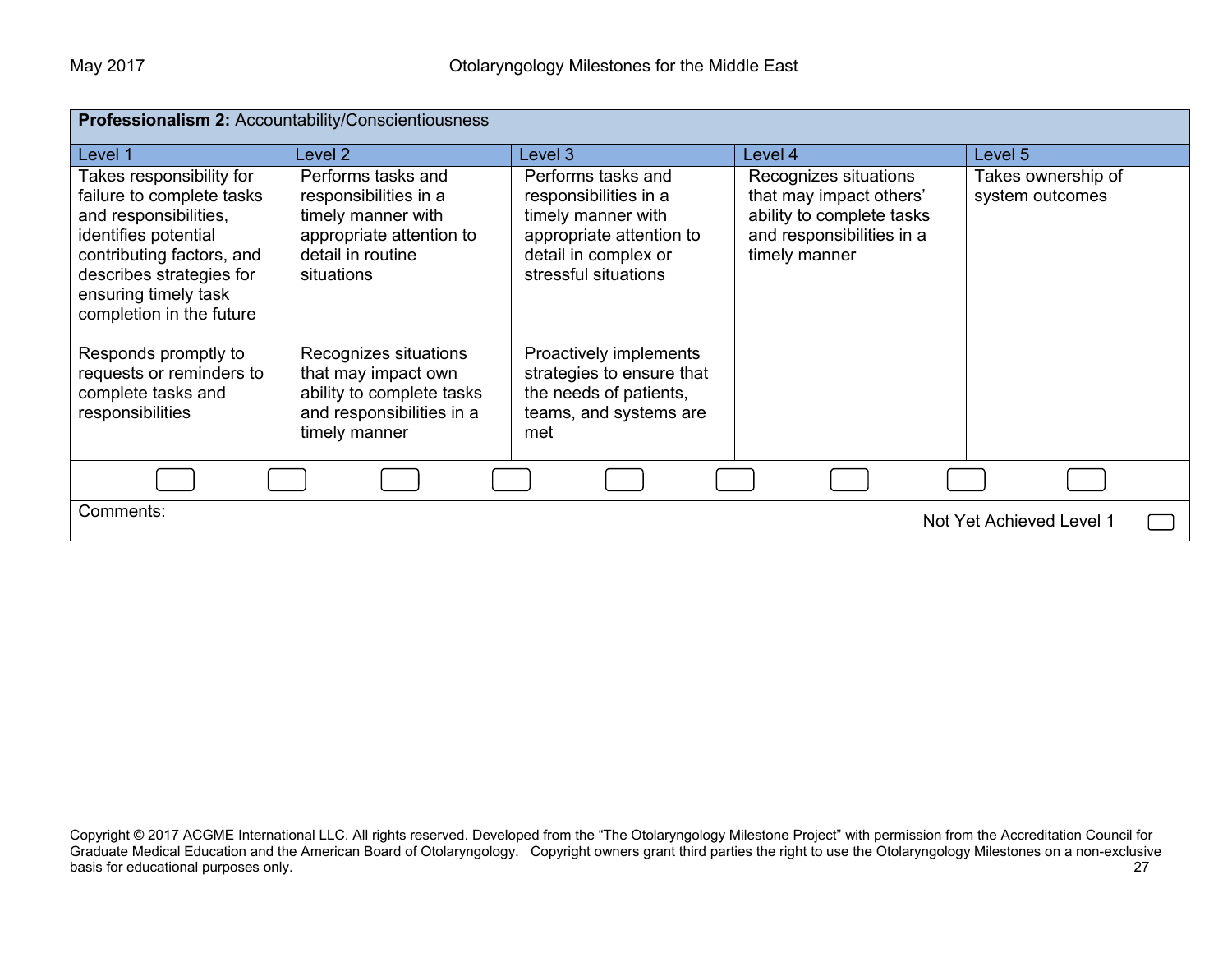| **Professionalism 2:** Accountability/Conscientiousness | | | | |
|---|---|---|---|---|
| Level 1 | Level 2 | Level 3 | Level 4 | Level 5 |
| Takes responsibility for failure to complete tasks and responsibilities, identifies potential contributing factors, and describes strategies for ensuring timely task completion in the future<br><br>Responds promptly to requests or reminders to complete tasks and responsibilities | Performs tasks and responsibilities in a timely manner with appropriate attention to detail in routine situations<br><br>Recognizes situations that may impact own ability to complete tasks and responsibilities in a timely manner | Performs tasks and responsibilities in a timely manner with appropriate attention to detail in complex or stressful situations<br><br>Proactively implements strategies to ensure that the needs of patients, teams, and systems are met | Recognizes situations that may impact others' ability to complete tasks and responsibilities in a timely manner | Takes ownership of system outcomes |

Comments:

Not Yet Achieved Level 1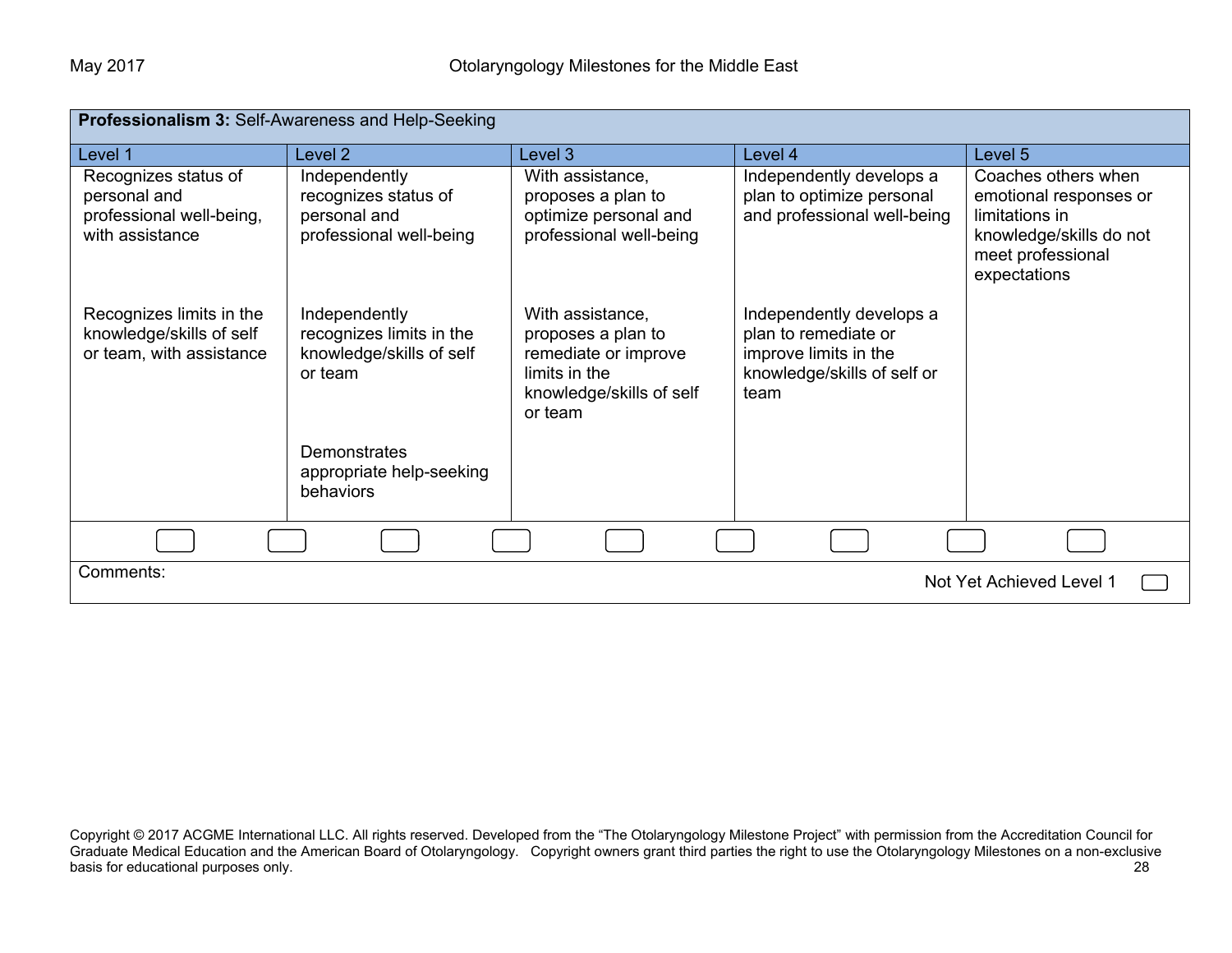| **Professionalism 3:** Self-Awareness and Help-Seeking | | | | |
|---|---|---|---|---|
| Level 1 | Level 2 | Level 3 | Level 4 | Level 5 |
| Recognizes status of personal and professional well-being, with assistance | Independently recognizes status of personal and professional well-being | With assistance, proposes a plan to optimize personal and professional well-being | Independently develops a plan to optimize personal and professional well-being | Coaches others when emotional responses or limitations in knowledge/skills do not meet professional expectations |
| Recognizes limits in the knowledge/skills of self or team, with assistance | Independently recognizes limits in the knowledge/skills of self or team | With assistance, proposes a plan to remediate or improve limits in the knowledge/skills of self or team | Independently develops a plan to remediate or improve limits in the knowledge/skills of self or team | |
| | Demonstrates appropriate help-seeking behaviors | | | |

Comments:

Not Yet Achieved Level 1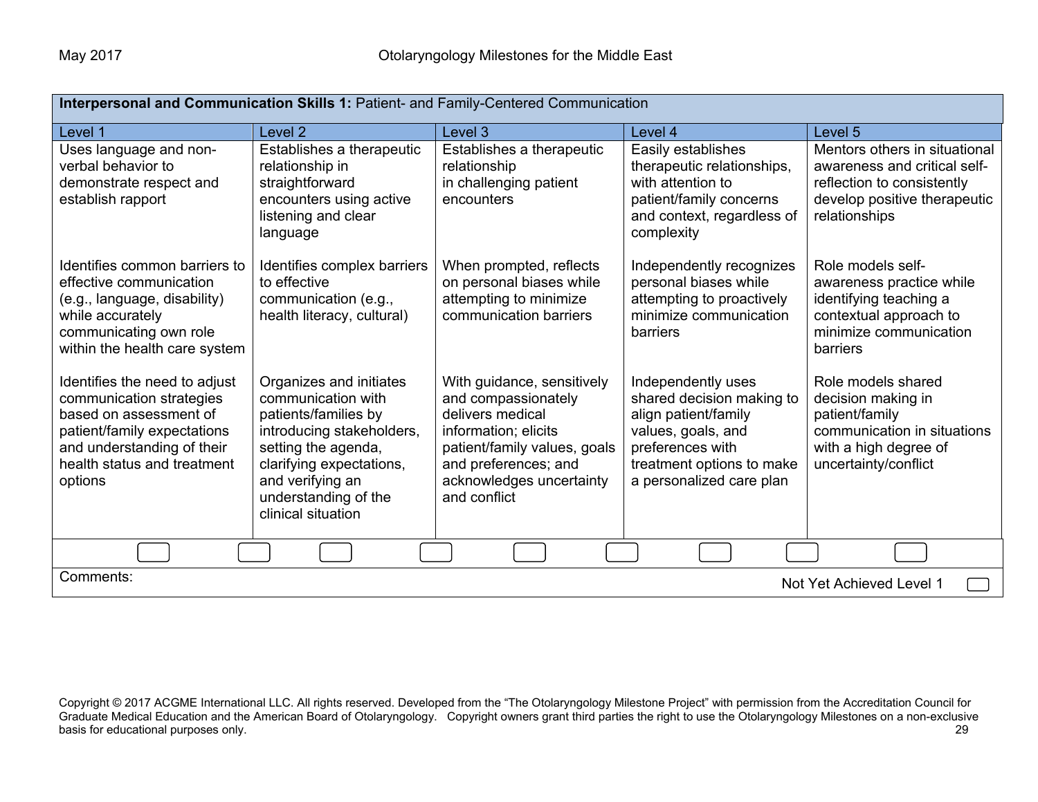| **Interpersonal and Communication Skills 1:** Patient- and Family-Centered Communication | | | | |
|---|---|---|---|---|
| Level 1 | Level 2 | Level 3 | Level 4 | Level 5 |
| Uses language and non-verbal behavior to demonstrate respect and establish rapport | Establishes a therapeutic relationship in straightforward encounters using active listening and clear language | Establishes a therapeutic relationship in challenging patient encounters | Easily establishes therapeutic relationships, with attention to patient/family concerns and context, regardless of complexity | Mentors others in situational awareness and critical self-reflection to consistently develop positive therapeutic relationships |
| Identifies common barriers to effective communication (e.g., language, disability) while accurately communicating own role within the health care system | Identifies complex barriers to effective communication (e.g., health literacy, cultural) | When prompted, reflects on personal biases while attempting to minimize communication barriers | Independently recognizes personal biases while attempting to proactively minimize communication barriers | Role models self-awareness practice while identifying teaching a contextual approach to minimize communication barriers |
| Identifies the need to adjust communication strategies based on assessment of patient/family expectations and understanding of their health status and treatment options | Organizes and initiates communication with patients/families by introducing stakeholders, setting the agenda, clarifying expectations, and verifying an understanding of the clinical situation | With guidance, sensitively and compassionately delivers medical information; elicits patient/family values, goals and preferences; and acknowledges uncertainty and conflict | Independently uses shared decision making to align patient/family values, goals, and preferences with treatment options to make a personalized care plan | Role models shared decision making in patient/family communication in situations with a high degree of uncertainty/conflict |

Comments:

Not Yet Achieved Level 1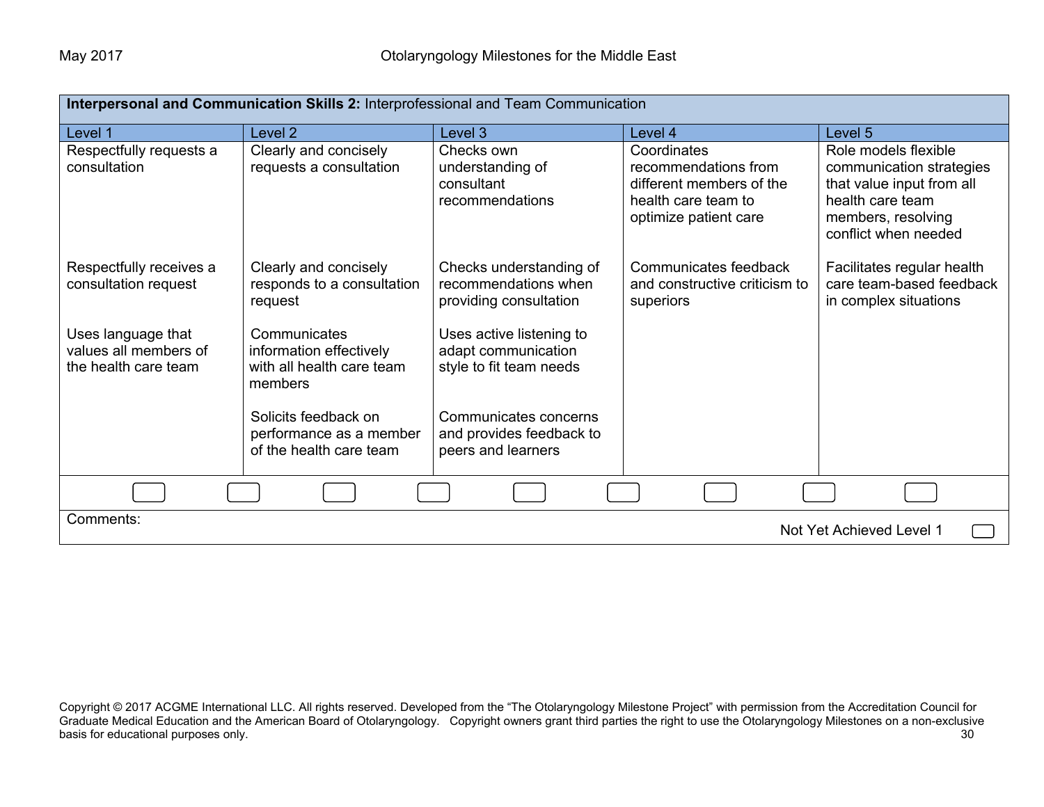| **Interpersonal and Communication Skills 2:** Interprofessional and Team Communication | | | | |
|---|---|---|---|---|
| Level 1 | Level 2 | Level 3 | Level 4 | Level 5 |
| Respectfully requests a consultation | Clearly and concisely requests a consultation | Checks own understanding of consultant recommendations | Coordinates recommendations from different members of the health care team to optimize patient care | Role models flexible communication strategies that value input from all health care team members, resolving conflict when needed |
| Respectfully receives a consultation request | Clearly and concisely responds to a consultation request | Checks understanding of recommendations when providing consultation | Communicates feedback and constructive criticism to superiors | Facilitates regular health care team-based feedback in complex situations |
| Uses language that values all members of the health care team | Communicates information effectively with all health care team members | Uses active listening to adapt communication style to fit team needs | | |
| | Solicits feedback on performance as a member of the health care team | Communicates concerns and provides feedback to peers and learners | | |

Comments:

Not Yet Achieved Level 1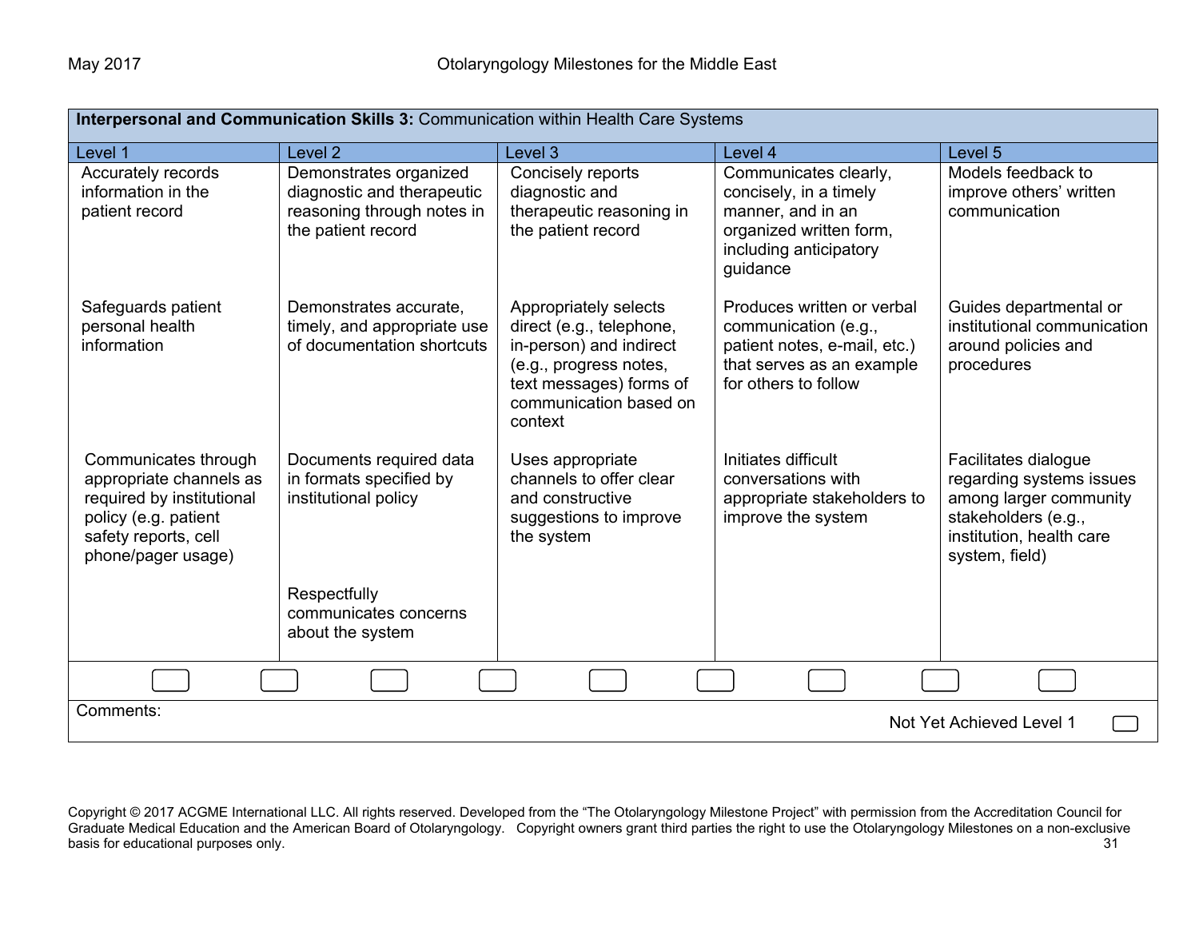| **Interpersonal and Communication Skills 3:** Communication within Health Care Systems | | | | |
|---|---|---|---|---|
| Level 1 | Level 2 | Level 3 | Level 4 | Level 5 |
| Accurately records information in the patient record | Demonstrates organized diagnostic and therapeutic reasoning through notes in the patient record | Concisely reports diagnostic and therapeutic reasoning in the patient record | Communicates clearly, concisely, in a timely manner, and in an organized written form, including anticipatory guidance | Models feedback to improve others' written communication |
| Safeguards patient personal health information | Demonstrates accurate, timely, and appropriate use of documentation shortcuts | Appropriately selects direct (e.g., telephone, in-person) and indirect (e.g., progress notes, text messages) forms of communication based on context | Produces written or verbal communication (e.g., patient notes, e-mail, etc.) that serves as an example for others to follow | Guides departmental or institutional communication around policies and procedures |
| Communicates through appropriate channels as required by institutional policy (e.g. patient safety reports, cell phone/pager usage) | Documents required data in formats specified by institutional policy | Uses appropriate channels to offer clear and constructive suggestions to improve the system | Initiates difficult conversations with appropriate stakeholders to improve the system | Facilitates dialogue regarding systems issues among larger community stakeholders (e.g., institution, health care system, field) |
| | Respectfully communicates concerns about the system | | | |

Comments:

Not Yet Achieved Level 1

Copyright © 2017 ACGME International LLC. All rights reserved. Developed from the "The Otolaryngology Milestone Project" with permission from the Accreditation Council for Graduate Medical Education and the American Board of Otolaryngology. Copyright owners grant third parties the right to use the Otolaryngology Milestones on a non-exclusive basis for educational purposes only.